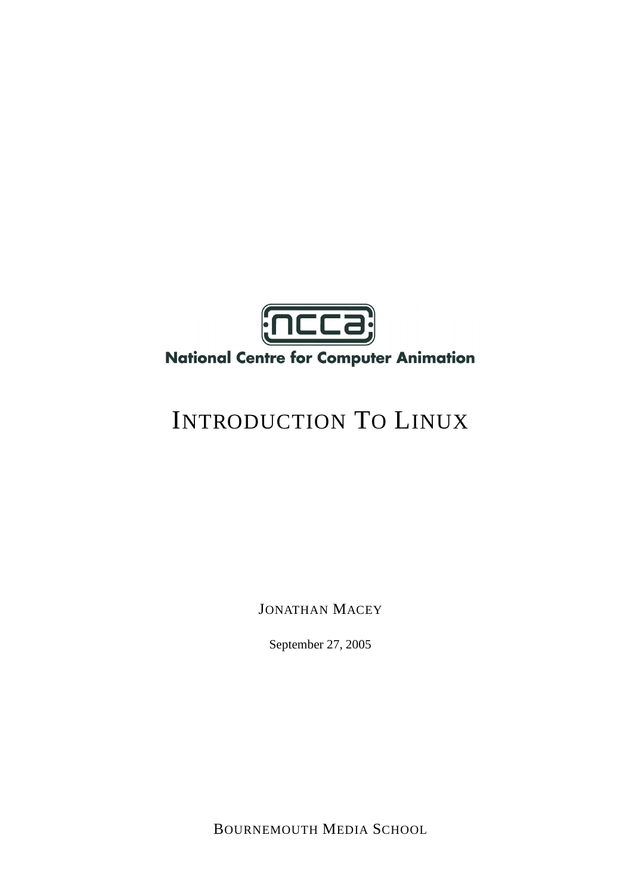ncca

National Centre for Computer Animation

# INTRODUCTION TO LINUX

JONATHAN MACEY

September 27, 2005

BOURNEMOUTH MEDIA SCHOOL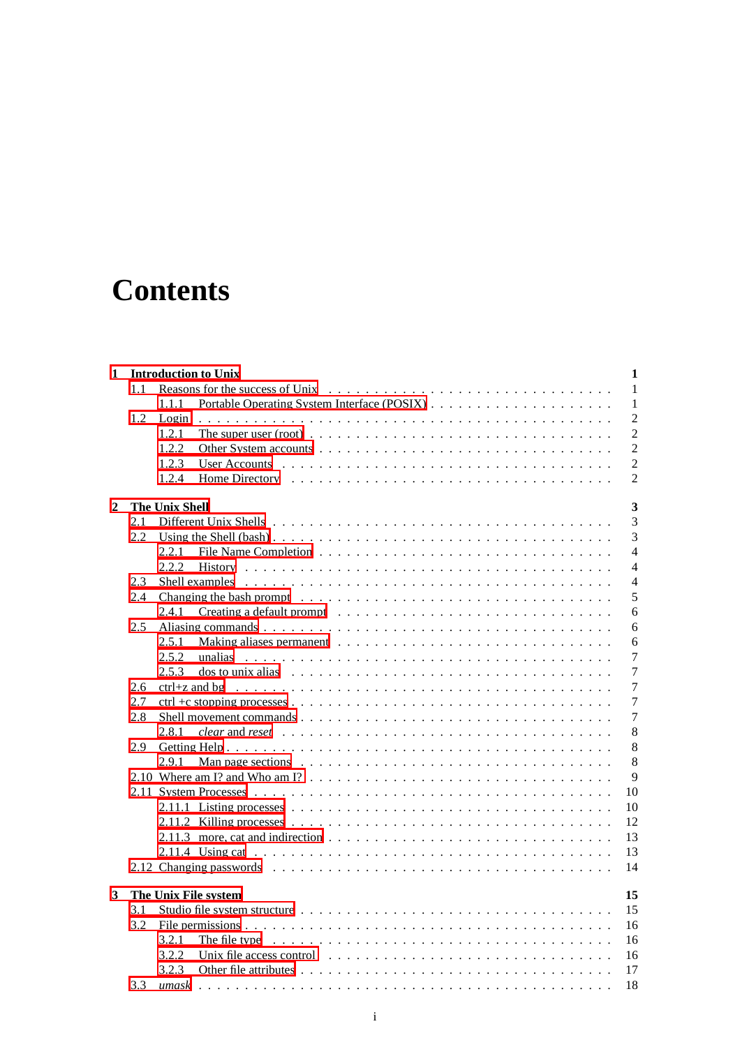# Contents

- **1 Introduction to Unix** **1**
  - 1.1 Reasons for the success of Unix . . . 1
    - 1.1.1 Portable Operating System Interface (POSIX) . . . 1
  - 1.2 Login . . . 2
    - 1.2.1 The super user (root) . . . 2
    - 1.2.2 Other System accounts . . . 2
    - 1.2.3 User Accounts . . . 2
    - 1.2.4 Home Directory . . . 2
- **2 The Unix Shell** **3**
  - 2.1 Different Unix Shells . . . 3
  - 2.2 Using the Shell (bash) . . . 3
    - 2.2.1 File Name Completion . . . 4
    - 2.2.2 History . . . 4
  - 2.3 Shell examples . . . 4
  - 2.4 Changing the bash prompt . . . 5
    - 2.4.1 Creating a default prompt . . . 6
  - 2.5 Aliasing commands . . . 6
    - 2.5.1 Making aliases permanent . . . 6
    - 2.5.2 unalias . . . 7
    - 2.5.3 dos to unix alias . . . 7
  - 2.6 ctrl+z and bg . . . 7
  - 2.7 ctrl +c stopping processes . . . 7
  - 2.8 Shell movement commands . . . 7
    - 2.8.1 *clear* and *reset* . . . 8
  - 2.9 Getting Help . . . 8
    - 2.9.1 Man page sections . . . 8
  - 2.10 Where am I? and Who am I? . . . 9
  - 2.11 System Processes . . . 10
    - 2.11.1 Listing processes . . . 10
    - 2.11.2 Killing processes . . . 12
    - 2.11.3 more, cat and indirection . . . 13
    - 2.11.4 Using cat . . . 13
  - 2.12 Changing passwords . . . 14
- **3 The Unix File system** **15**
  - 3.1 Studio file system structure . . . 15
  - 3.2 File permissions . . . 16
    - 3.2.1 The file type . . . 16
    - 3.2.2 Unix file access control . . . 16
    - 3.2.3 Other file attributes . . . 17
  - 3.3 *umask* . . . 18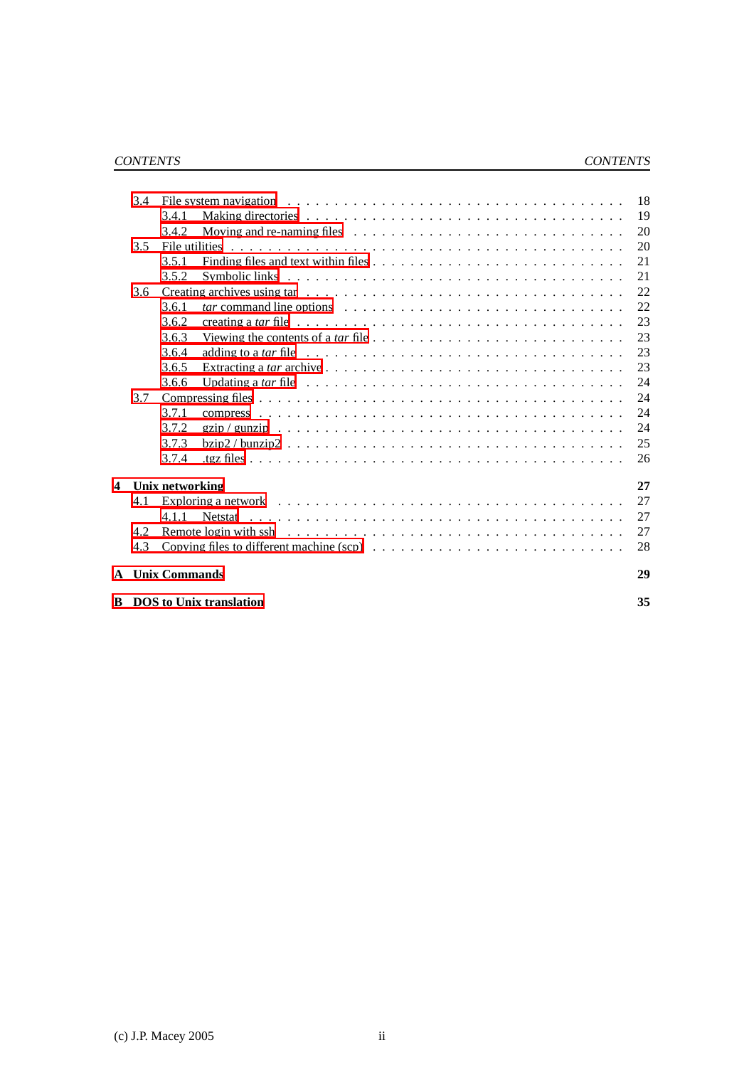- 3.4 File system navigation . . . 18
  - 3.4.1 Making directories . . . 19
  - 3.4.2 Moving and re-naming files . . . 20
- 3.5 File utilities . . . 20
  - 3.5.1 Finding files and text within files . . . 21
  - 3.5.2 Symbolic links . . . 21
- 3.6 Creating archives using tar . . . 22
  - 3.6.1 *tar* command line options . . . 22
  - 3.6.2 creating a *tar* file . . . 23
  - 3.6.3 Viewing the contents of a *tar* file . . . 23
  - 3.6.4 adding to a *tar* file . . . 23
  - 3.6.5 Extracting a *tar* archive . . . 23
  - 3.6.6 Updating a *tar* file . . . 24
- 3.7 Compressing files . . . 24
  - 3.7.1 compress . . . 24
  - 3.7.2 gzip / gunzip . . . 24
  - 3.7.3 bzip2 / bunzip2 . . . 25
  - 3.7.4 .tgz files . . . 26

**4 Unix networking** **27**

- 4.1 Exploring a network . . . 27
  - 4.1.1 Netstat . . . 27
- 4.2 Remote login with ssh . . . 27
- 4.3 Copying files to different machine (scp) . . . 28

**A Unix Commands** **29**

**B DOS to Unix translation** **35**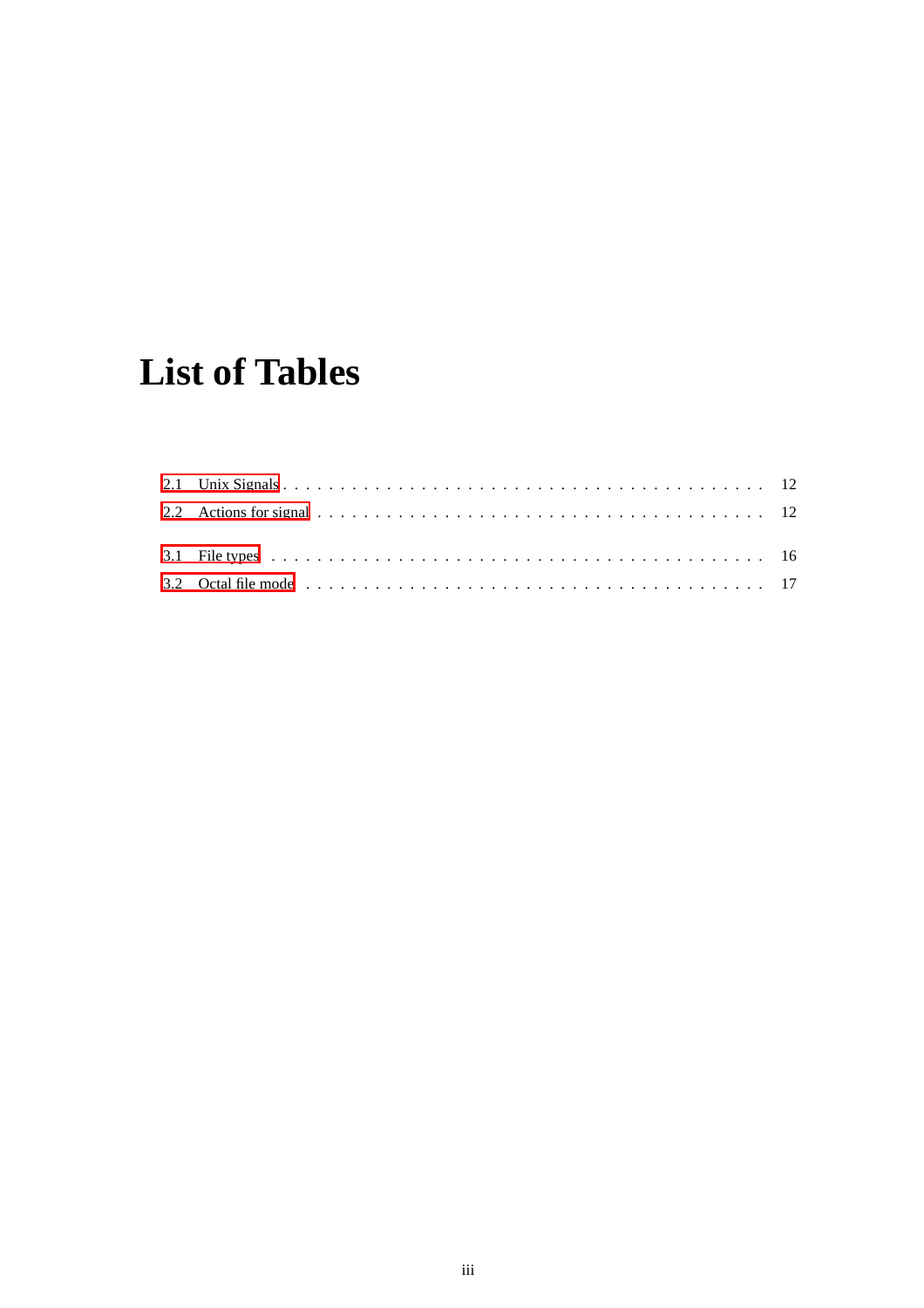# List of Tables

2.1 Unix Signals . . . . . . . . . . . . . . . . . . . . . . . . . . . . . . . . . . . . . . . . . 12

2.2 Actions for signal . . . . . . . . . . . . . . . . . . . . . . . . . . . . . . . . . . . . . . 12

3.1 File types . . . . . . . . . . . . . . . . . . . . . . . . . . . . . . . . . . . . . . . . . . 16

3.2 Octal file mode . . . . . . . . . . . . . . . . . . . . . . . . . . . . . . . . . . . . . . . 17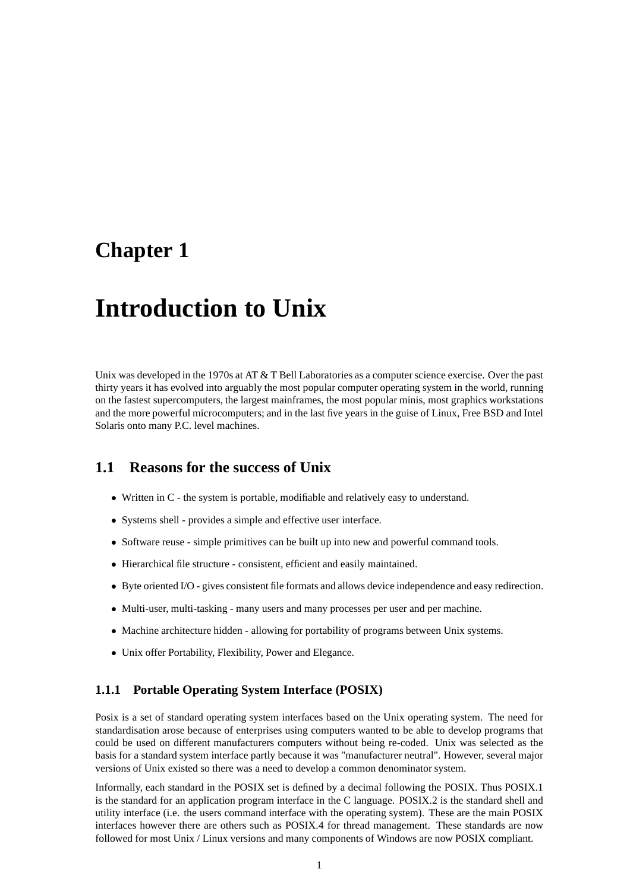# Chapter 1

# Introduction to Unix

Unix was developed in the 1970s at AT & T Bell Laboratories as a computer science exercise. Over the past thirty years it has evolved into arguably the most popular computer operating system in the world, running on the fastest supercomputers, the largest mainframes, the most popular minis, most graphics workstations and the more powerful microcomputers; and in the last five years in the guise of Linux, Free BSD and Intel Solaris onto many P.C. level machines.

## 1.1 Reasons for the success of Unix

- Written in C - the system is portable, modifiable and relatively easy to understand.
- Systems shell - provides a simple and effective user interface.
- Software reuse - simple primitives can be built up into new and powerful command tools.
- Hierarchical file structure - consistent, efficient and easily maintained.
- Byte oriented I/O - gives consistent file formats and allows device independence and easy redirection.
- Multi-user, multi-tasking - many users and many processes per user and per machine.
- Machine architecture hidden - allowing for portability of programs between Unix systems.
- Unix offer Portability, Flexibility, Power and Elegance.

### 1.1.1 Portable Operating System Interface (POSIX)

Posix is a set of standard operating system interfaces based on the Unix operating system. The need for standardisation arose because of enterprises using computers wanted to be able to develop programs that could be used on different manufacturers computers without being re-coded. Unix was selected as the basis for a standard system interface partly because it was "manufacturer neutral". However, several major versions of Unix existed so there was a need to develop a common denominator system.

Informally, each standard in the POSIX set is defined by a decimal following the POSIX. Thus POSIX.1 is the standard for an application program interface in the C language. POSIX.2 is the standard shell and utility interface (i.e. the users command interface with the operating system). These are the main POSIX interfaces however there are others such as POSIX.4 for thread management. These standards are now followed for most Unix / Linux versions and many components of Windows are now POSIX compliant.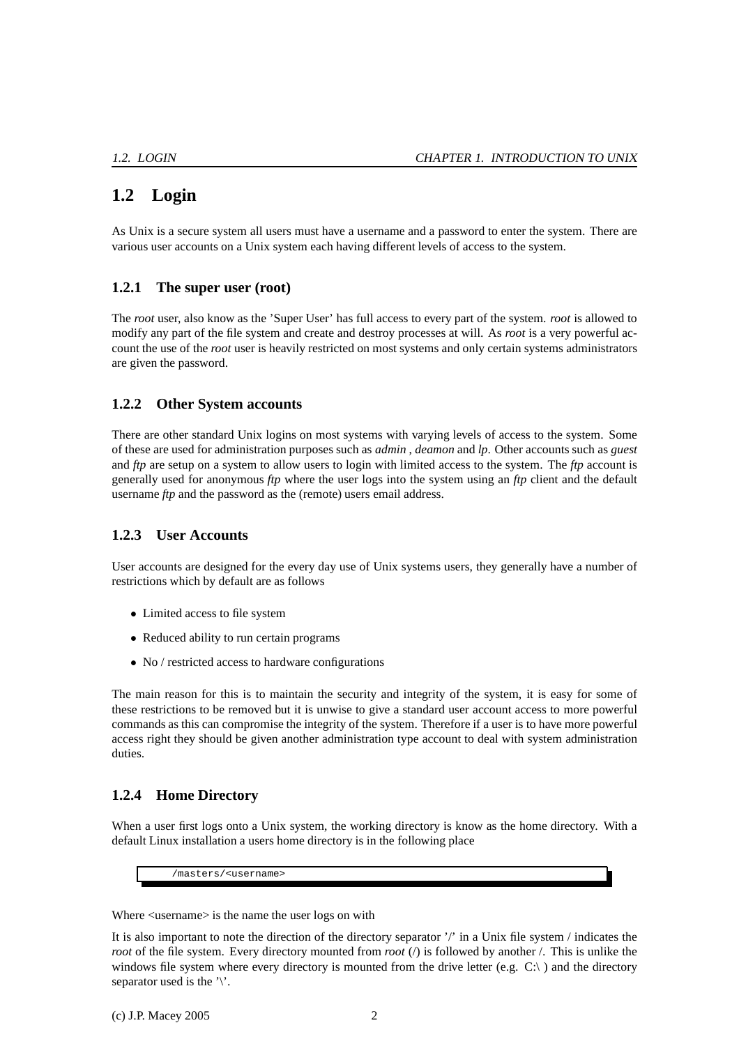## 1.2 Login

As Unix is a secure system all users must have a username and a password to enter the system. There are various user accounts on a Unix system each having different levels of access to the system.

### 1.2.1 The super user (root)

The *root* user, also know as the 'Super User' has full access to every part of the system. *root* is allowed to modify any part of the file system and create and destroy processes at will. As *root* is a very powerful account the use of the *root* user is heavily restricted on most systems and only certain systems administrators are given the password.

### 1.2.2 Other System accounts

There are other standard Unix logins on most systems with varying levels of access to the system. Some of these are used for administration purposes such as *admin* , *deamon* and *lp*. Other accounts such as *guest* and *ftp* are setup on a system to allow users to login with limited access to the system. The *ftp* account is generally used for anonymous *ftp* where the user logs into the system using an *ftp* client and the default username *ftp* and the password as the (remote) users email address.

### 1.2.3 User Accounts

User accounts are designed for the every day use of Unix systems users, they generally have a number of restrictions which by default are as follows

- Limited access to file system
- Reduced ability to run certain programs
- No / restricted access to hardware configurations

The main reason for this is to maintain the security and integrity of the system, it is easy for some of these restrictions to be removed but it is unwise to give a standard user account access to more powerful commands as this can compromise the integrity of the system. Therefore if a user is to have more powerful access right they should be given another administration type account to deal with system administration duties.

### 1.2.4 Home Directory

When a user first logs onto a Unix system, the working directory is know as the home directory. With a default Linux installation a users home directory is in the following place

```
/masters/<username>
```

Where <username> is the name the user logs on with

It is also important to note the direction of the directory separator '/' in a Unix file system / indicates the *root* of the file system. Every directory mounted from *root* (/) is followed by another /. This is unlike the windows file system where every directory is mounted from the drive letter (e.g. C:\ ) and the directory separator used is the '\'.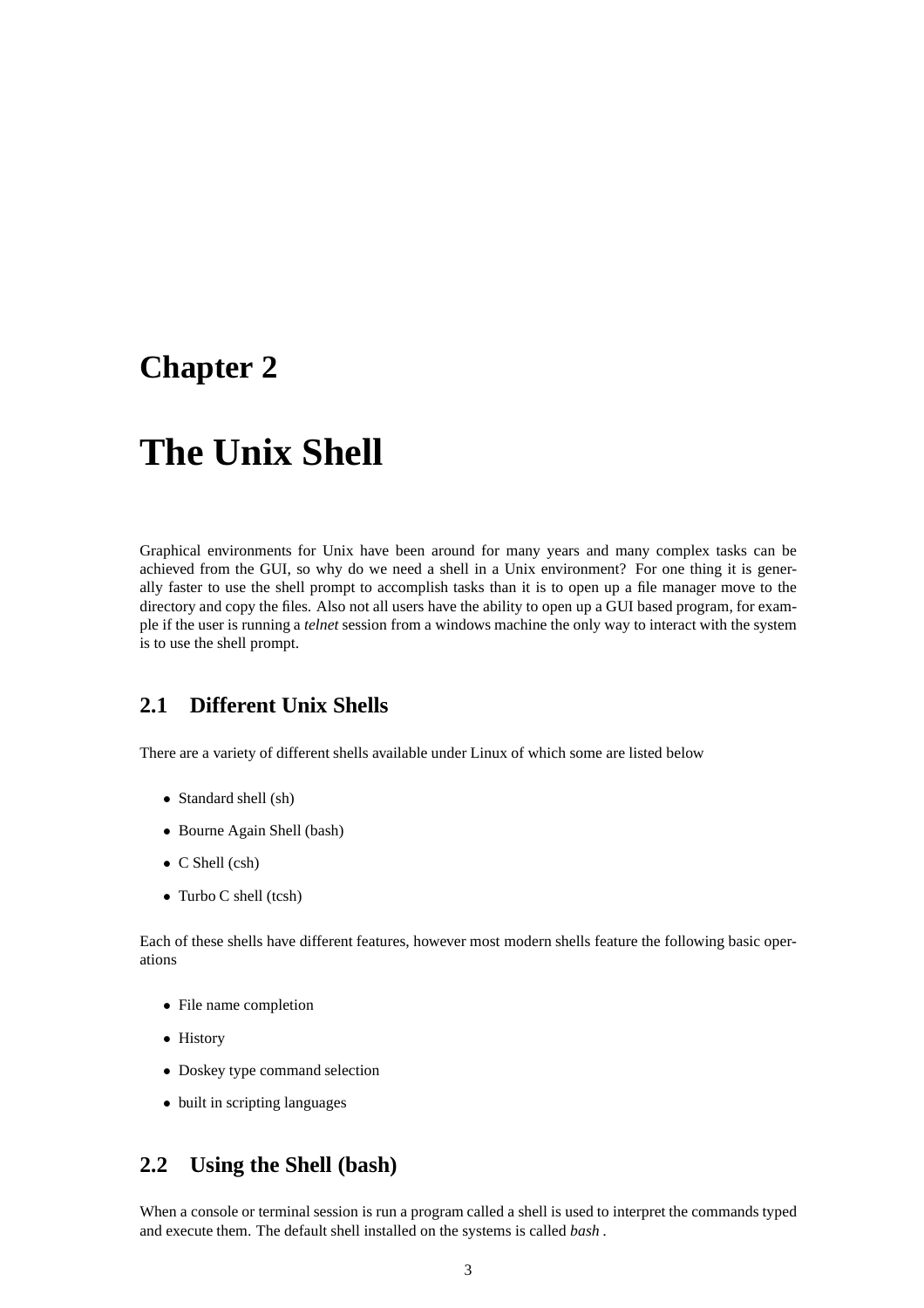# Chapter 2

# The Unix Shell

Graphical environments for Unix have been around for many years and many complex tasks can be achieved from the GUI, so why do we need a shell in a Unix environment? For one thing it is generally faster to use the shell prompt to accomplish tasks than it is to open up a file manager move to the directory and copy the files. Also not all users have the ability to open up a GUI based program, for example if the user is running a *telnet* session from a windows machine the only way to interact with the system is to use the shell prompt.

## 2.1 Different Unix Shells

There are a variety of different shells available under Linux of which some are listed below

- Standard shell (sh)
- Bourne Again Shell (bash)
- C Shell (csh)
- Turbo C shell (tcsh)

Each of these shells have different features, however most modern shells feature the following basic operations

- File name completion
- History
- Doskey type command selection
- built in scripting languages

## 2.2 Using the Shell (bash)

When a console or terminal session is run a program called a shell is used to interpret the commands typed and execute them. The default shell installed on the systems is called *bash* .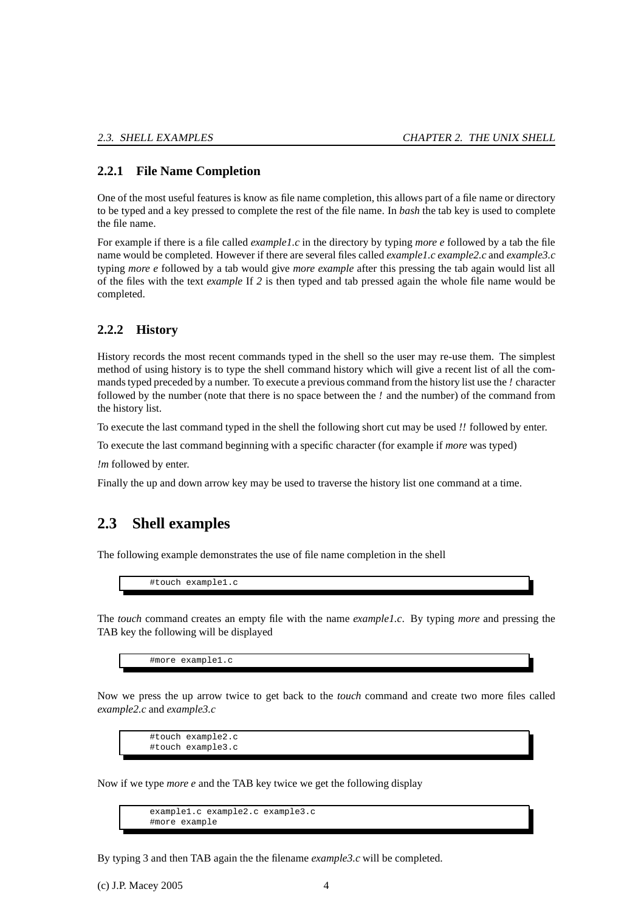### 2.2.1 File Name Completion

One of the most useful features is know as file name completion, this allows part of a file name or directory to be typed and a key pressed to complete the rest of the file name. In *bash* the tab key is used to complete the file name.

For example if there is a file called *example1.c* in the directory by typing *more e* followed by a tab the file name would be completed. However if there are several files called *example1.c example2.c* and *example3.c* typing *more e* followed by a tab would give *more example* after this pressing the tab again would list all of the files with the text *example* If *2* is then typed and tab pressed again the whole file name would be completed.

### 2.2.2 History

History records the most recent commands typed in the shell so the user may re-use them. The simplest method of using history is to type the shell command history which will give a recent list of all the commands typed preceded by a number. To execute a previous command from the history list use the *!* character followed by the number (note that there is no space between the *!* and the number) of the command from the history list.

To execute the last command typed in the shell the following short cut may be used *!!* followed by enter.

To execute the last command beginning with a specific character (for example if *more* was typed)

*!m* followed by enter.

Finally the up and down arrow key may be used to traverse the history list one command at a time.

## 2.3 Shell examples

The following example demonstrates the use of file name completion in the shell

```
#touch example1.c
```

The *touch* command creates an empty file with the name *example1.c*. By typing *more* and pressing the TAB key the following will be displayed

```
#more example1.c
```

Now we press the up arrow twice to get back to the *touch* command and create two more files called *example2.c* and *example3.c*

```
#touch example2.c
#touch example3.c
```

Now if we type *more e* and the TAB key twice we get the following display

```
example1.c example2.c example3.c
#more example
```

By typing 3 and then TAB again the the filename *example3.c* will be completed.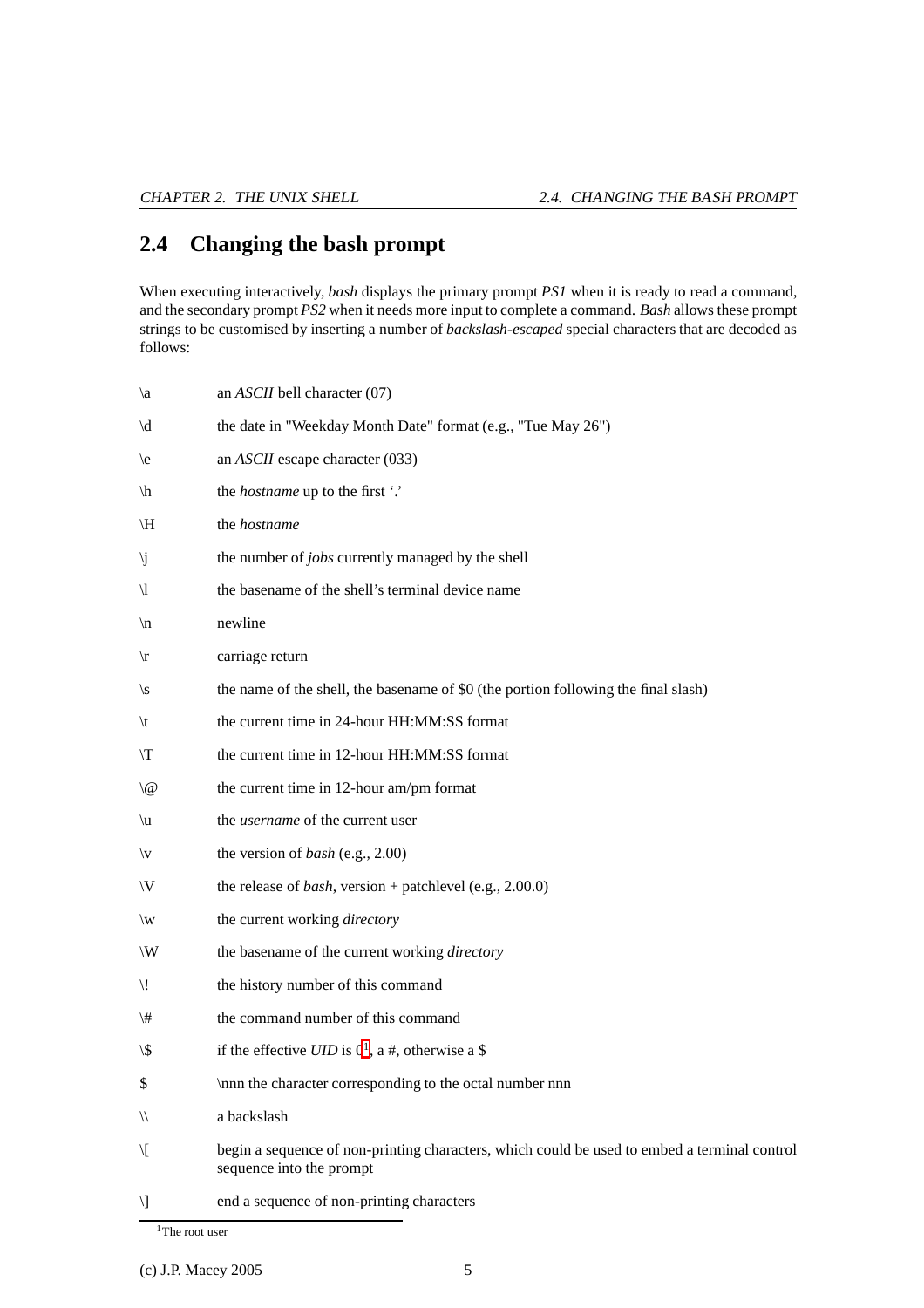## 2.4 Changing the bash prompt

When executing interactively, *bash* displays the primary prompt *PS1* when it is ready to read a command, and the secondary prompt *PS2* when it needs more input to complete a command. *Bash* allows these prompt strings to be customised by inserting a number of *backslash-escaped* special characters that are decoded as follows:

| | |
|---|---|
| \a | an *ASCII* bell character (07) |
| \d | the date in "Weekday Month Date" format (e.g., "Tue May 26") |
| \e | an *ASCII* escape character (033) |
| \h | the *hostname* up to the first '.' |
| \H | the *hostname* |
| \j | the number of *jobs* currently managed by the shell |
| \l | the basename of the shell's terminal device name |
| \n | newline |
| \r | carriage return |
| \s | the name of the shell, the basename of $0 (the portion following the final slash) |
| \t | the current time in 24-hour HH:MM:SS format |
| \T | the current time in 12-hour HH:MM:SS format |
| \@ | the current time in 12-hour am/pm format |
| \u | the *username* of the current user |
| \v | the version of *bash* (e.g., 2.00) |
| \V | the release of *bash*, version + patchlevel (e.g., 2.00.0) |
| \w | the current working *directory* |
| \W | the basename of the current working *directory* |
| \! | the history number of this command |
| \# | the command number of this command |
| \$ | if the effective *UID* is 0[1], a #, otherwise a $ |
| $ | \nnn the character corresponding to the octal number nnn |
| \\ | a backslash |
| \[ | begin a sequence of non-printing characters, which could be used to embed a terminal control sequence into the prompt |
| \] | end a sequence of non-printing characters |

[1] The root user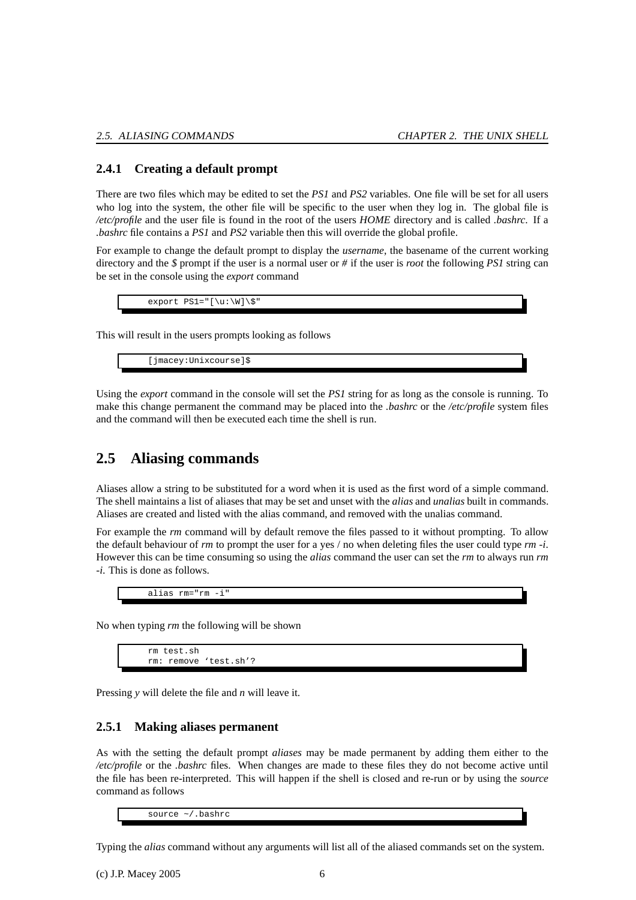### 2.4.1 Creating a default prompt

There are two files which may be edited to set the *PS1* and *PS2* variables. One file will be set for all users who log into the system, the other file will be specific to the user when they log in. The global file is */etc/profile* and the user file is found in the root of the users *HOME* directory and is called *.bashrc*. If a *.bashrc* file contains a *PS1* and *PS2* variable then this will override the global profile.

For example to change the default prompt to display the *username*, the basename of the current working directory and the *$* prompt if the user is a normal user or *#* if the user is *root* the following *PS1* string can be set in the console using the *export* command

```
export PS1="[\u:\W]\$"
```

This will result in the users prompts looking as follows

```
[jmacey:Unixcourse]$
```

Using the *export* command in the console will set the *PS1* string for as long as the console is running. To make this change permanent the command may be placed into the *.bashrc* or the */etc/profile* system files and the command will then be executed each time the shell is run.

## 2.5 Aliasing commands

Aliases allow a string to be substituted for a word when it is used as the first word of a simple command. The shell maintains a list of aliases that may be set and unset with the *alias* and *unalias* built in commands. Aliases are created and listed with the alias command, and removed with the unalias command.

For example the *rm* command will by default remove the files passed to it without prompting. To allow the default behaviour of *rm* to prompt the user for a yes / no when deleting files the user could type *rm -i*. However this can be time consuming so using the *alias* command the user can set the *rm* to always run *rm -i*. This is done as follows.

```
alias rm="rm -i"
```

No when typing *rm* the following will be shown

```
rm test.sh
rm: remove 'test.sh'?
```

Pressing *y* will delete the file and *n* will leave it.

### 2.5.1 Making aliases permanent

As with the setting the default prompt *aliases* may be made permanent by adding them either to the */etc/profile* or the *.bashrc* files. When changes are made to these files they do not become active until the file has been re-interpreted. This will happen if the shell is closed and re-run or by using the *source* command as follows

```
source ~/.bashrc
```

Typing the *alias* command without any arguments will list all of the aliased commands set on the system.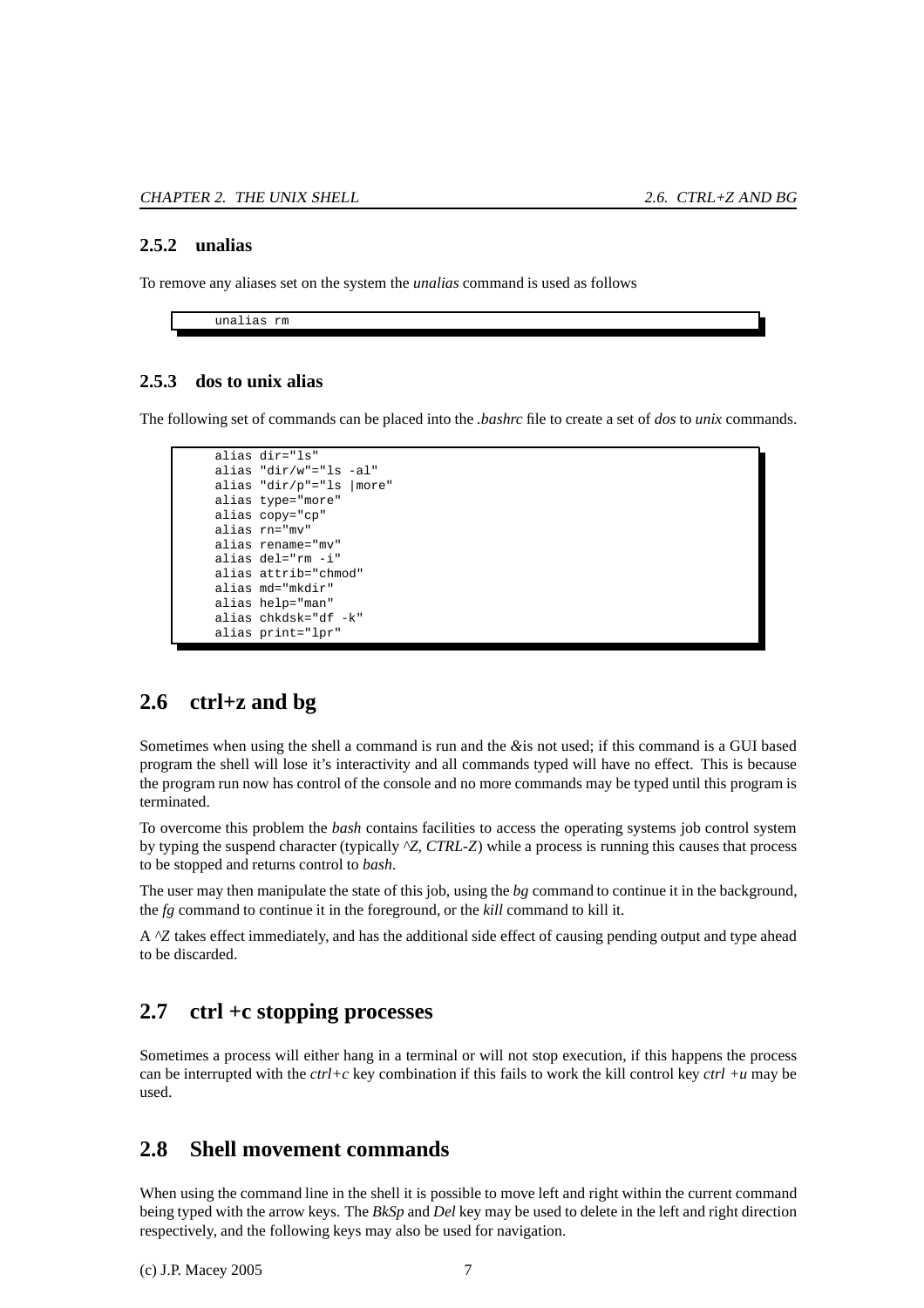### 2.5.2 unalias

To remove any aliases set on the system the *unalias* command is used as follows

```
unalias rm
```

### 2.5.3 dos to unix alias

The following set of commands can be placed into the *.bashrc* file to create a set of *dos* to *unix* commands.

```
alias dir="ls"
alias "dir/w"="ls -al"
alias "dir/p"="ls |more"
alias type="more"
alias copy="cp"
alias rn="mv"
alias rename="mv"
alias del="rm -i"
alias attrib="chmod"
alias md="mkdir"
alias help="man"
alias chkdsk="df -k"
alias print="lpr"
```

## 2.6 ctrl+z and bg

Sometimes when using the shell a command is run and the *&*is not used; if this command is a GUI based program the shell will lose it's interactivity and all commands typed will have no effect. This is because the program run now has control of the console and no more commands may be typed until this program is terminated.

To overcome this problem the *bash* contains facilities to access the operating systems job control system by typing the suspend character (typically *^Z, CTRL-Z*) while a process is running this causes that process to be stopped and returns control to *bash*.

The user may then manipulate the state of this job, using the *bg* command to continue it in the background, the *fg* command to continue it in the foreground, or the *kill* command to kill it.

A ^Z takes effect immediately, and has the additional side effect of causing pending output and type ahead to be discarded.

## 2.7 ctrl +c stopping processes

Sometimes a process will either hang in a terminal or will not stop execution, if this happens the process can be interrupted with the *ctrl+c* key combination if this fails to work the kill control key *ctrl +u* may be used.

## 2.8 Shell movement commands

When using the command line in the shell it is possible to move left and right within the current command being typed with the arrow keys. The *BkSp* and *Del* key may be used to delete in the left and right direction respectively, and the following keys may also be used for navigation.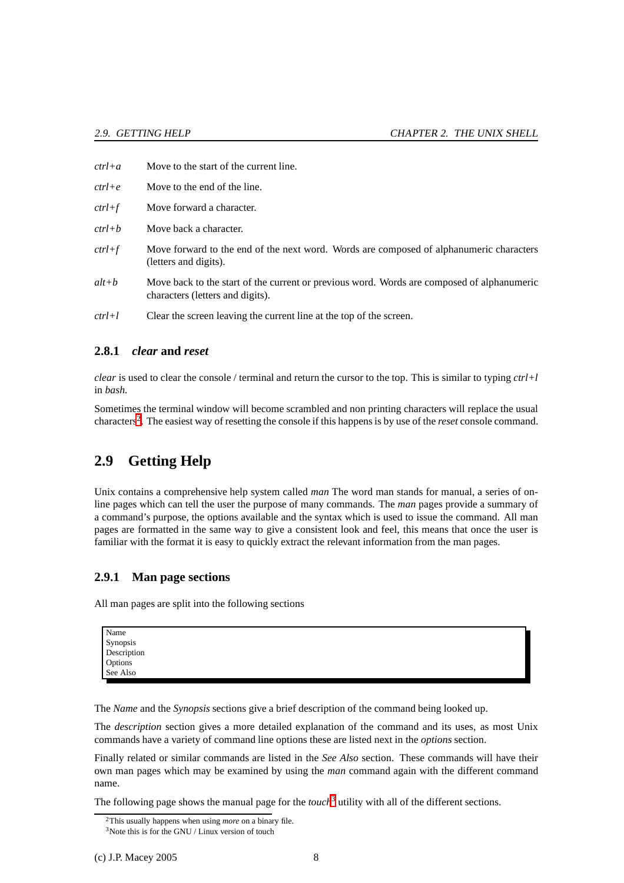| | |
|---|---|
| *ctrl+a* | Move to the start of the current line. |
| *ctrl+e* | Move to the end of the line. |
| *ctrl+f* | Move forward a character. |
| *ctrl+b* | Move back a character. |
| *ctrl+f* | Move forward to the end of the next word. Words are composed of alphanumeric characters (letters and digits). |
| *alt+b* | Move back to the start of the current or previous word. Words are composed of alphanumeric characters (letters and digits). |
| *ctrl+l* | Clear the screen leaving the current line at the top of the screen. |

### 2.8.1 *clear* and *reset*

*clear* is used to clear the console / terminal and return the cursor to the top. This is similar to typing *ctrl+l* in *bash*.

Sometimes the terminal window will become scrambled and non printing characters will replace the usual characters[2]. The easiest way of resetting the console if this happens is by use of the *reset* console command.

## 2.9 Getting Help

Unix contains a comprehensive help system called *man* The word man stands for manual, a series of online pages which can tell the user the purpose of many commands. The *man* pages provide a summary of a command's purpose, the options available and the syntax which is used to issue the command. All man pages are formatted in the same way to give a consistent look and feel, this means that once the user is familiar with the format it is easy to quickly extract the relevant information from the man pages.

### 2.9.1 Man page sections

All man pages are split into the following sections

```
Name
Synopsis
Description
Options
See Also
```

The *Name* and the *Synopsis* sections give a brief description of the command being looked up.

The *description* section gives a more detailed explanation of the command and its uses, as most Unix commands have a variety of command line options these are listed next in the *options* section.

Finally related or similar commands are listed in the *See Also* section. These commands will have their own man pages which may be examined by using the *man* command again with the different command name.

The following page shows the manual page for the *touch*[3] utility with all of the different sections.

[2] This usually happens when using *more* on a binary file.

[3] Note this is for the GNU / Linux version of touch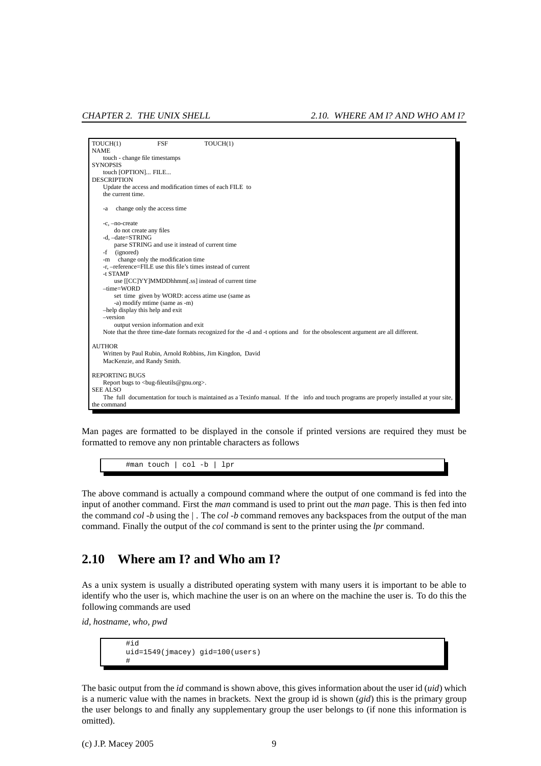```
TOUCH(1)                FSF                TOUCH(1)
NAME
    touch - change file timestamps
SYNOPSIS
    touch [OPTION]... FILE...
DESCRIPTION
    Update the access and modification times of each FILE to
    the current time.

    -a    change only the access time

    -c, –no-create
        do not create any files
    -d, –date=STRING
        parse STRING and use it instead of current time
    -f    (ignored)
    -m    change only the modification time
    -r, –reference=FILE use this file's times instead of current
    -t STAMP
        use [[CC]YY]MMDDhhmm[.ss] instead of current time
    –time=WORD
        set time given by WORD: access atime use (same as
        -a) modify mtime (same as -m)
    –help display this help and exit
    –version
        output version information and exit
    Note that the three time-date formats recognized for the -d and -t options and  for the obsolescent argument are all different.

AUTHOR
    Written by Paul Rubin, Arnold Robbins, Jim Kingdon, David
    MacKenzie, and Randy Smith.

REPORTING BUGS
    Report bugs to <bug-fileutils@gnu.org>.
SEE ALSO
    The full documentation for touch is maintained as a Texinfo manual.  If the  info and touch programs are properly installed at your site,
the command
```

Man pages are formatted to be displayed in the console if printed versions are required they must be formatted to remove any non printable characters as follows

```
#man touch | col -b | lpr
```

The above command is actually a compound command where the output of one command is fed into the input of another command. First the *man* command is used to print out the *man* page. This is then fed into the command *col -b* using the | . The *col -b* command removes any backspaces from the output of the man command. Finally the output of the *col* command is sent to the printer using the *lpr* command.

## 2.10 Where am I? and Who am I?

As a unix system is usually a distributed operating system with many users it is important to be able to identify who the user is, which machine the user is on an where on the machine the user is. To do this the following commands are used

*id, hostname, who, pwd*

```
#id
uid=1549(jmacey) gid=100(users)
#
```

The basic output from the *id* command is shown above, this gives information about the user id (*uid*) which is a numeric value with the names in brackets. Next the group id is shown (*gid*) this is the primary group the user belongs to and finally any supplementary group the user belongs to (if none this information is omitted).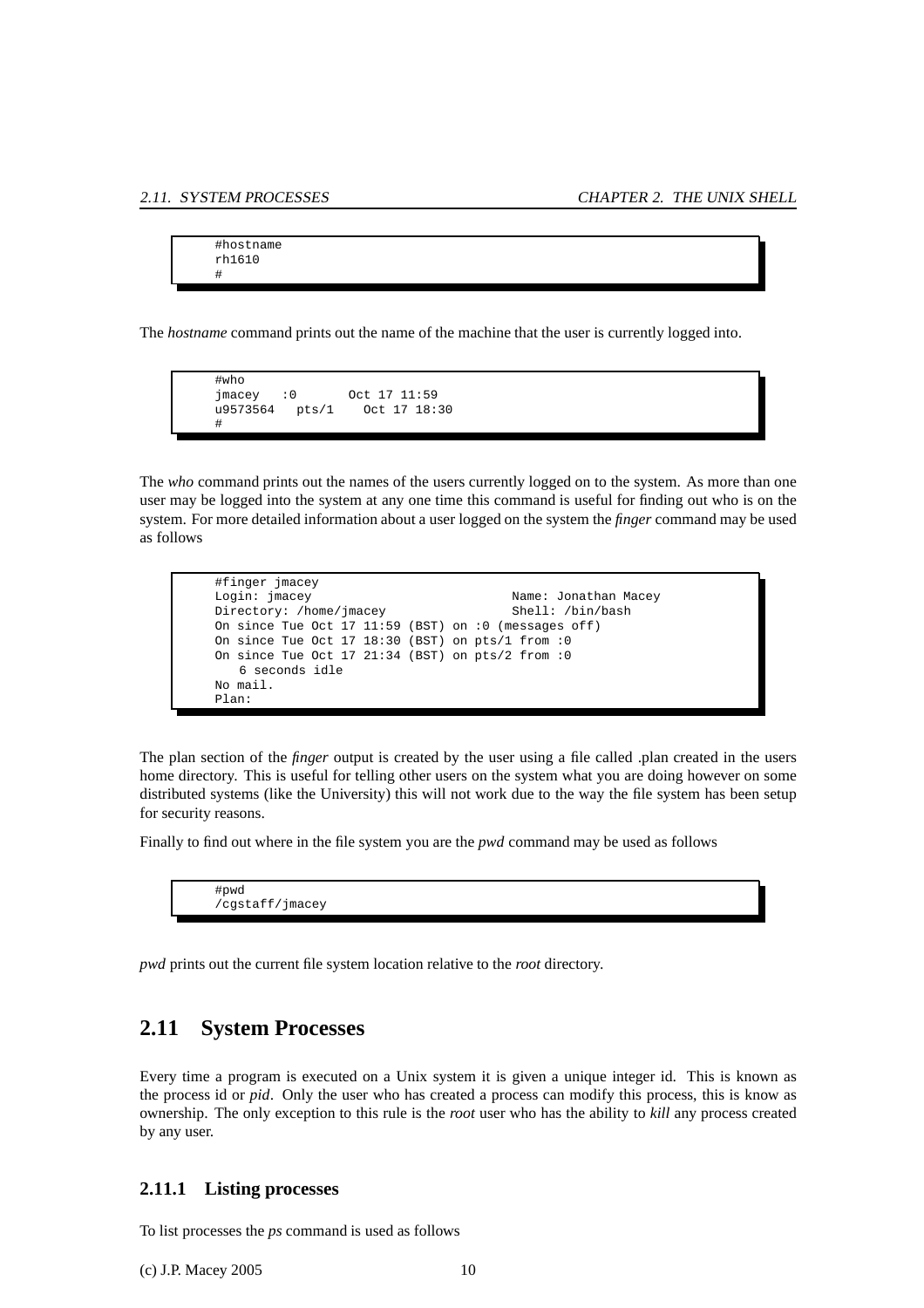```
#hostname
rh1610
#
```

The *hostname* command prints out the name of the machine that the user is currently logged into.

```
#who
jmacey   :0        Oct 17 11:59
u9573564   pts/1    Oct 17 18:30
#
```

The *who* command prints out the names of the users currently logged on to the system. As more than one user may be logged into the system at any one time this command is useful for finding out who is on the system. For more detailed information about a user logged on the system the *finger* command may be used as follows

```
#finger jmacey
Login: jmacey                              Name: Jonathan Macey
Directory: /home/jmacey                    Shell: /bin/bash
On since Tue Oct 17 11:59 (BST) on :0 (messages off)
On since Tue Oct 17 18:30 (BST) on pts/1 from :0
On since Tue Oct 17 21:34 (BST) on pts/2 from :0
   6 seconds idle
No mail.
Plan:
```

The plan section of the *finger* output is created by the user using a file called .plan created in the users home directory. This is useful for telling other users on the system what you are doing however on some distributed systems (like the University) this will not work due to the way the file system has been setup for security reasons.

Finally to find out where in the file system you are the *pwd* command may be used as follows

```
#pwd
/cgstaff/jmacey
```

*pwd* prints out the current file system location relative to the *root* directory.

## 2.11 System Processes

Every time a program is executed on a Unix system it is given a unique integer id. This is known as the process id or *pid*. Only the user who has created a process can modify this process, this is know as ownership. The only exception to this rule is the *root* user who has the ability to *kill* any process created by any user.

### 2.11.1 Listing processes

To list processes the *ps* command is used as follows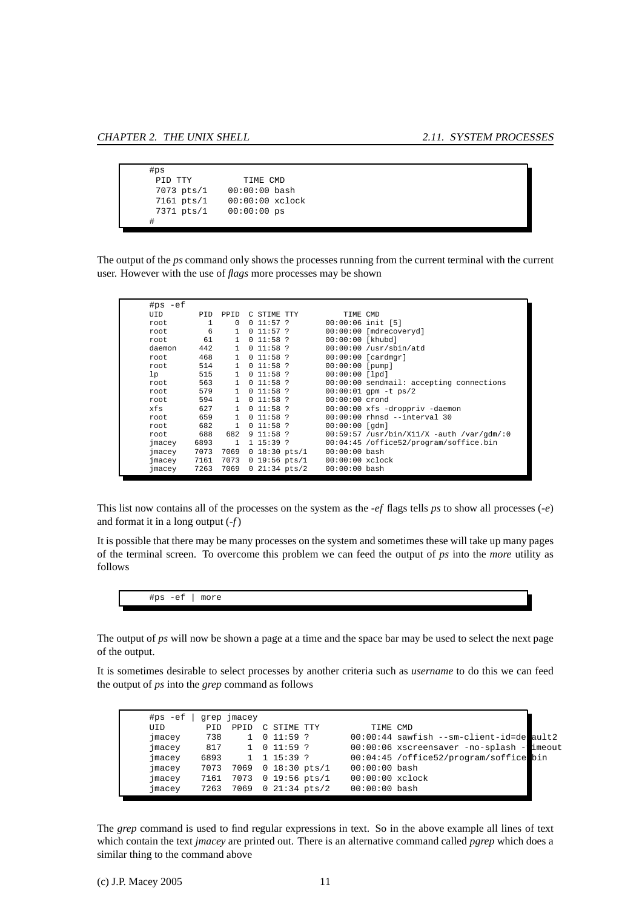```
#ps
  PID TTY          TIME CMD
 7073 pts/1    00:00:00 bash
 7161 pts/1    00:00:00 xclock
 7371 pts/1    00:00:00 ps
#
```

The output of the *ps* command only shows the processes running from the current terminal with the current user. However with the use of *flags* more processes may be shown

```
#ps -ef
UID        PID  PPID  C STIME TTY          TIME CMD
root         1     0  0 11:57 ?        00:00:06 init [5]
root         6     1  0 11:57 ?        00:00:00 [mdrecoveryd]
root        61     1  0 11:58 ?        00:00:00 [khubd]
daemon     442     1  0 11:58 ?        00:00:00 /usr/sbin/atd
root       468     1  0 11:58 ?        00:00:00 [cardmgr]
root       514     1  0 11:58 ?        00:00:00 [pump]
lp         515     1  0 11:58 ?        00:00:00 [lpd]
root       563     1  0 11:58 ?        00:00:00 sendmail: accepting connections
root       579     1  0 11:58 ?        00:00:01 gpm -t ps/2
root       594     1  0 11:58 ?        00:00:00 crond
xfs        627     1  0 11:58 ?        00:00:00 xfs -droppriv -daemon
root       659     1  0 11:58 ?        00:00:00 rhnsd --interval 30
root       682     1  0 11:58 ?        00:00:00 [gdm]
root       688   682  9 11:58 ?        00:59:57 /usr/bin/X11/X -auth /var/gdm/:0
jmacey    6893     1  1 15:39 ?        00:04:45 /office52/program/soffice.bin
jmacey    7073  7069  0 18:30 pts/1    00:00:00 bash
jmacey    7161  7073  0 19:56 pts/1    00:00:00 xclock
jmacey    7263  7069  0 21:34 pts/2    00:00:00 bash
```

This list now contains all of the processes on the system as the *-ef* flags tells *ps* to show all processes (*-e*) and format it in a long output (*-f*)

It is possible that there may be many processes on the system and sometimes these will take up many pages of the terminal screen. To overcome this problem we can feed the output of *ps* into the *more* utility as follows

```
#ps -ef | more
```

The output of *ps* will now be shown a page at a time and the space bar may be used to select the next page of the output.

It is sometimes desirable to select processes by another criteria such as *username* to do this we can feed the output of *ps* into the *grep* command as follows

```
#ps -ef | grep jmacey
UID        PID  PPID  C STIME TTY          TIME CMD
jmacey     738     1  0 11:59 ?        00:00:44 sawfish --sm-client-id=default2
jmacey     817     1  0 11:59 ?        00:00:06 xscreensaver -no-splash -timeout
jmacey    6893     1  1 15:39 ?        00:04:45 /office52/program/soffice.bin
jmacey    7073  7069  0 18:30 pts/1    00:00:00 bash
jmacey    7161  7073  0 19:56 pts/1    00:00:00 xclock
jmacey    7263  7069  0 21:34 pts/2    00:00:00 bash
```

The *grep* command is used to find regular expressions in text. So in the above example all lines of text which contain the text *jmacey* are printed out. There is an alternative command called *pgrep* which does a similar thing to the command above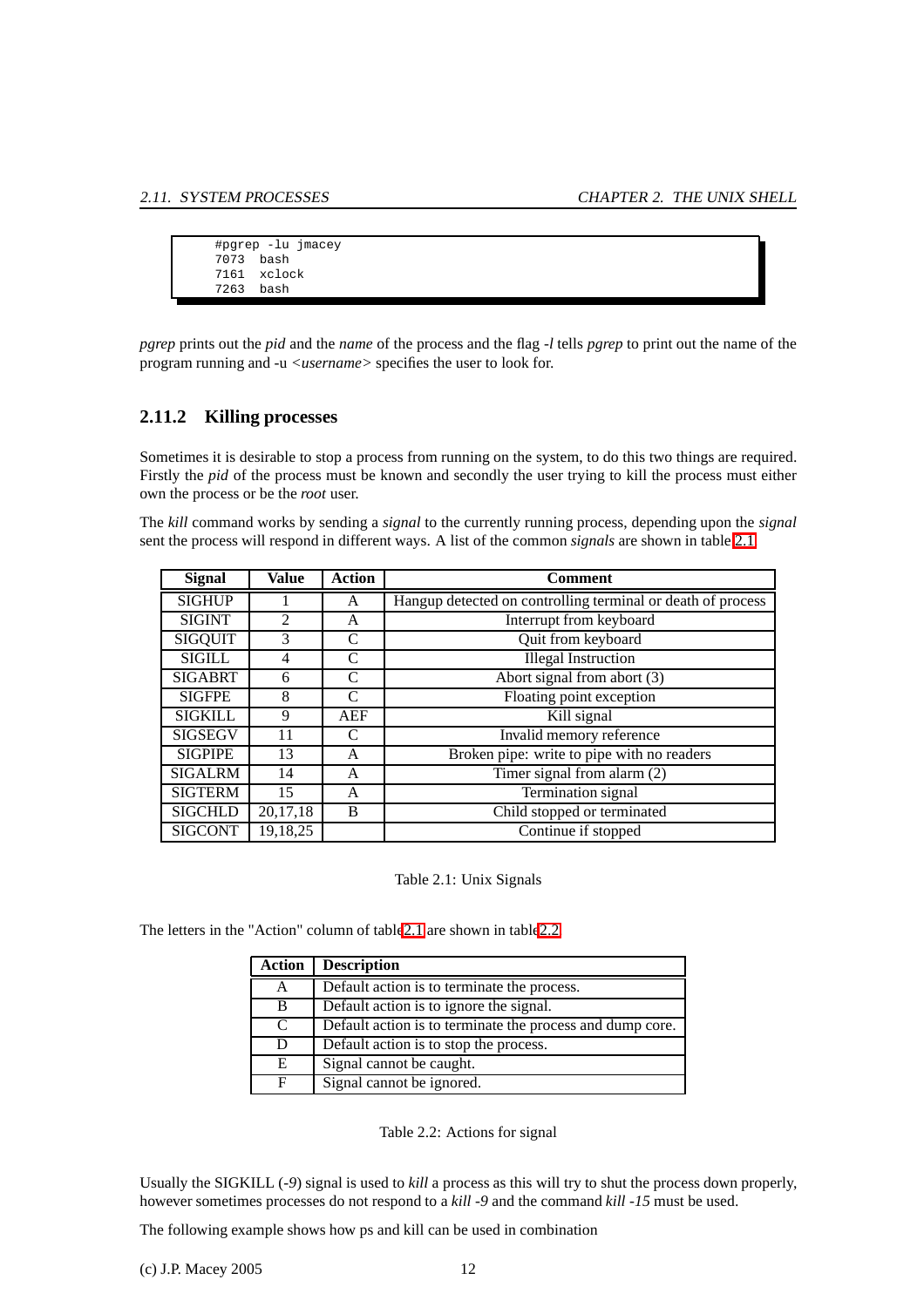```
#pgrep -lu jmacey
7073  bash
7161  xclock
7263  bash
```

*pgrep* prints out the *pid* and the *name* of the process and the flag *-l* tells *pgrep* to print out the name of the program running and -u <*username*> specifies the user to look for.

### 2.11.2 Killing processes

Sometimes it is desirable to stop a process from running on the system, to do this two things are required. Firstly the *pid* of the process must be known and secondly the user trying to kill the process must either own the process or be the *root* user.

The *kill* command works by sending a *signal* to the currently running process, depending upon the *signal* sent the process will respond in different ways. A list of the common *signals* are shown in table 2.1

| Signal | Value | Action | Comment |
|---|---|---|---|
| SIGHUP | 1 | A | Hangup detected on controlling terminal or death of process |
| SIGINT | 2 | A | Interrupt from keyboard |
| SIGQUIT | 3 | C | Quit from keyboard |
| SIGILL | 4 | C | Illegal Instruction |
| SIGABRT | 6 | C | Abort signal from abort (3) |
| SIGFPE | 8 | C | Floating point exception |
| SIGKILL | 9 | AEF | Kill signal |
| SIGSEGV | 11 | C | Invalid memory reference |
| SIGPIPE | 13 | A | Broken pipe: write to pipe with no readers |
| SIGALRM | 14 | A | Timer signal from alarm (2) |
| SIGTERM | 15 | A | Termination signal |
| SIGCHLD | 20,17,18 | B | Child stopped or terminated |
| SIGCONT | 19,18,25 | | Continue if stopped |

Table 2.1: Unix Signals

The letters in the "Action" column of table 2.1 are shown in table 2.2

| Action | Description |
|---|---|
| A | Default action is to terminate the process. |
| B | Default action is to ignore the signal. |
| C | Default action is to terminate the process and dump core. |
| D | Default action is to stop the process. |
| E | Signal cannot be caught. |
| F | Signal cannot be ignored. |

Table 2.2: Actions for signal

Usually the SIGKILL (*-9*) signal is used to *kill* a process as this will try to shut the process down properly, however sometimes processes do not respond to a *kill -9* and the command *kill -15* must be used.

The following example shows how ps and kill can be used in combination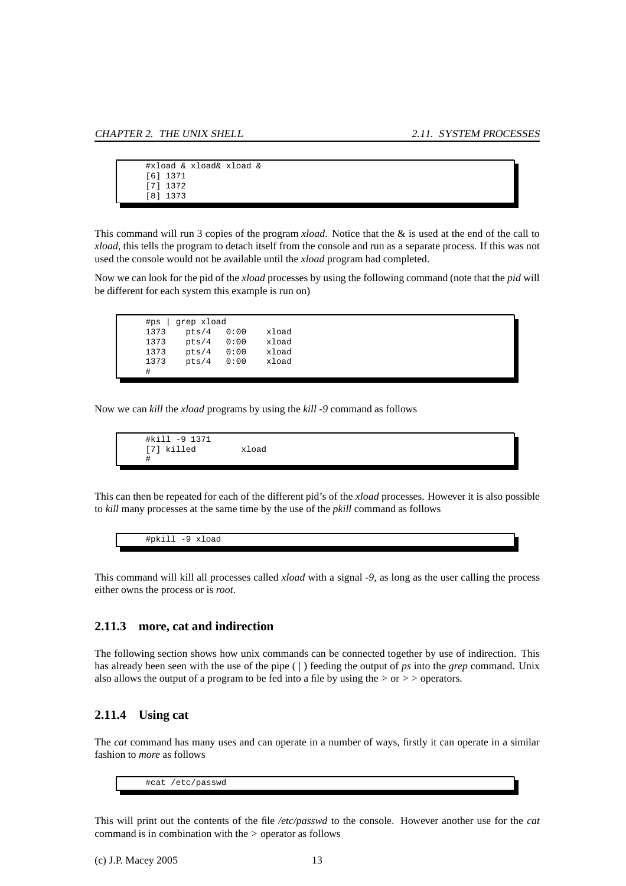```
#xload & xload& xload &
[6] 1371
[7] 1372
[8] 1373
```

This command will run 3 copies of the program *xload*. Notice that the & is used at the end of the call to *xload*, this tells the program to detach itself from the console and run as a separate process. If this was not used the console would not be available until the *xload* program had completed.

Now we can look for the pid of the *xload* processes by using the following command (note that the *pid* will be different for each system this example is run on)

```
#ps | grep xload
1373    pts/4   0:00    xload
1373    pts/4   0:00    xload
1373    pts/4   0:00    xload
1373    pts/4   0:00    xload
#
```

Now we can *kill* the *xload* programs by using the *kill -9* command as follows

```
#kill -9 1371
[7] killed         xload
#
```

This can then be repeated for each of the different pid's of the *xload* processes. However it is also possible to *kill* many processes at the same time by the use of the *pkill* command as follows

```
#pkill -9 xload
```

This command will kill all processes called *xload* with a signal *-9*, as long as the user calling the process either owns the process or is *root*.

### 2.11.3 more, cat and indirection

The following section shows how unix commands can be connected together by use of indirection. This has already been seen with the use of the pipe ( | ) feeding the output of *ps* into the *grep* command. Unix also allows the output of a program to be fed into a file by using the > or > > operators.

### 2.11.4 Using cat

The *cat* command has many uses and can operate in a number of ways, firstly it can operate in a similar fashion to *more* as follows

```
#cat /etc/passwd
```

This will print out the contents of the file */etc/passwd* to the console. However another use for the *cat* command is in combination with the > operator as follows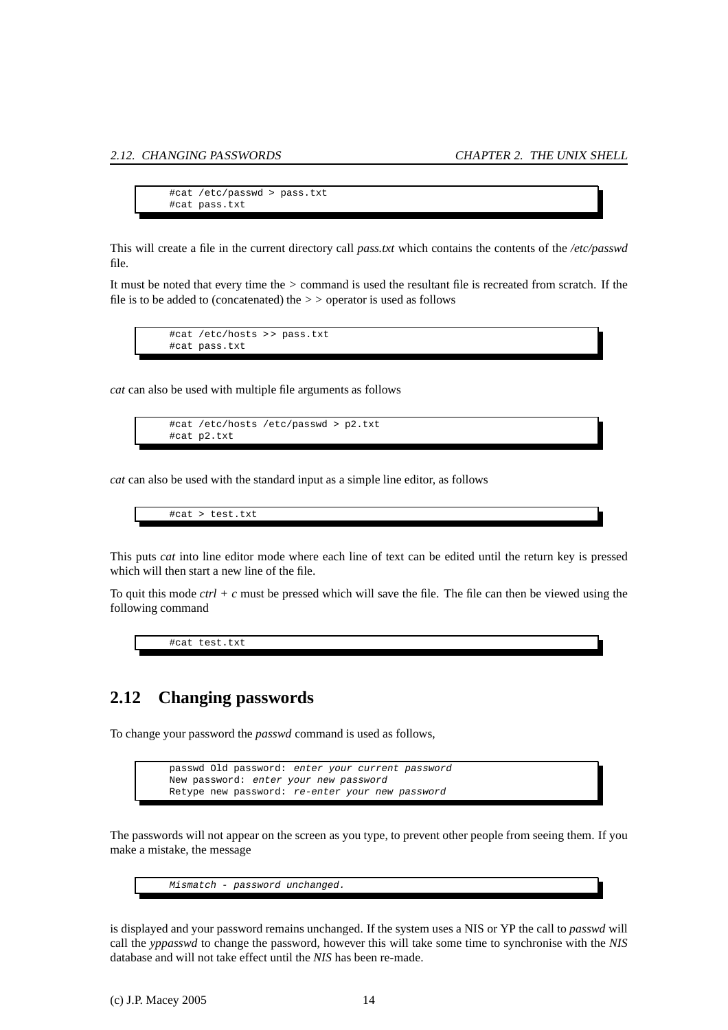```
#cat /etc/passwd > pass.txt
#cat pass.txt
```

This will create a file in the current directory call *pass.txt* which contains the contents of the */etc/passwd* file.

It must be noted that every time the > command is used the resultant file is recreated from scratch. If the file is to be added to (concatenated) the > > operator is used as follows

```
#cat /etc/hosts >> pass.txt
#cat pass.txt
```

*cat* can also be used with multiple file arguments as follows

```
#cat /etc/hosts /etc/passwd > p2.txt
#cat p2.txt
```

*cat* can also be used with the standard input as a simple line editor, as follows

```
#cat > test.txt
```

This puts *cat* into line editor mode where each line of text can be edited until the return key is pressed which will then start a new line of the file.

To quit this mode *ctrl + c* must be pressed which will save the file. The file can then be viewed using the following command

```
#cat test.txt
```

## 2.12 Changing passwords

To change your password the *passwd* command is used as follows,

```
passwd Old password: enter your current password
New password: enter your new password
Retype new password: re-enter your new password
```

The passwords will not appear on the screen as you type, to prevent other people from seeing them. If you make a mistake, the message

```
Mismatch - password unchanged.
```

is displayed and your password remains unchanged. If the system uses a NIS or YP the call to *passwd* will call the *yppasswd* to change the password, however this will take some time to synchronise with the *NIS* database and will not take effect until the *NIS* has been re-made.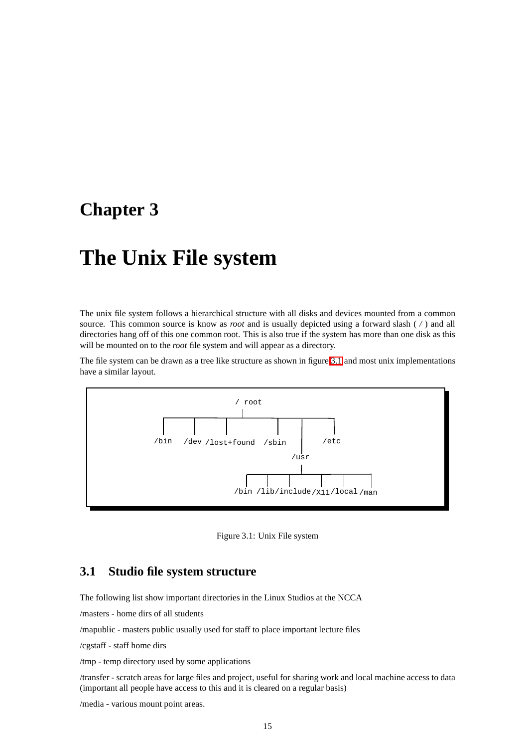# Chapter 3

# The Unix File system

The unix file system follows a hierarchical structure with all disks and devices mounted from a common source. This common source is know as *root* and is usually depicted using a forward slash ( / ) and all directories hang off of this one common root. This is also true if the system has more than one disk as this will be mounted on to the *root* file system and will appear as a directory.

The file system can be drawn as a tree like structure as shown in figure 3.1 and most unix implementations have a similar layout.

```
                    / root
                       |
   ----------------------------------------------------
   |       |        |            |       |            |
 /bin    /dev  /lost+found    /sbin      |          /etc
                                         |
                                       /usr
                                         |
                       ---------------------------------
                       |     |      |        |     |    |
                     /bin  /lib  /include  /X11 /local /man
```

Figure 3.1: Unix File system

## 3.1 Studio file system structure

The following list show important directories in the Linux Studios at the NCCA

/masters - home dirs of all students

/mapublic - masters public usually used for staff to place important lecture files

/cgstaff - staff home dirs

/tmp - temp directory used by some applications

/transfer - scratch areas for large files and project, useful for sharing work and local machine access to data (important all people have access to this and it is cleared on a regular basis)

/media - various mount point areas.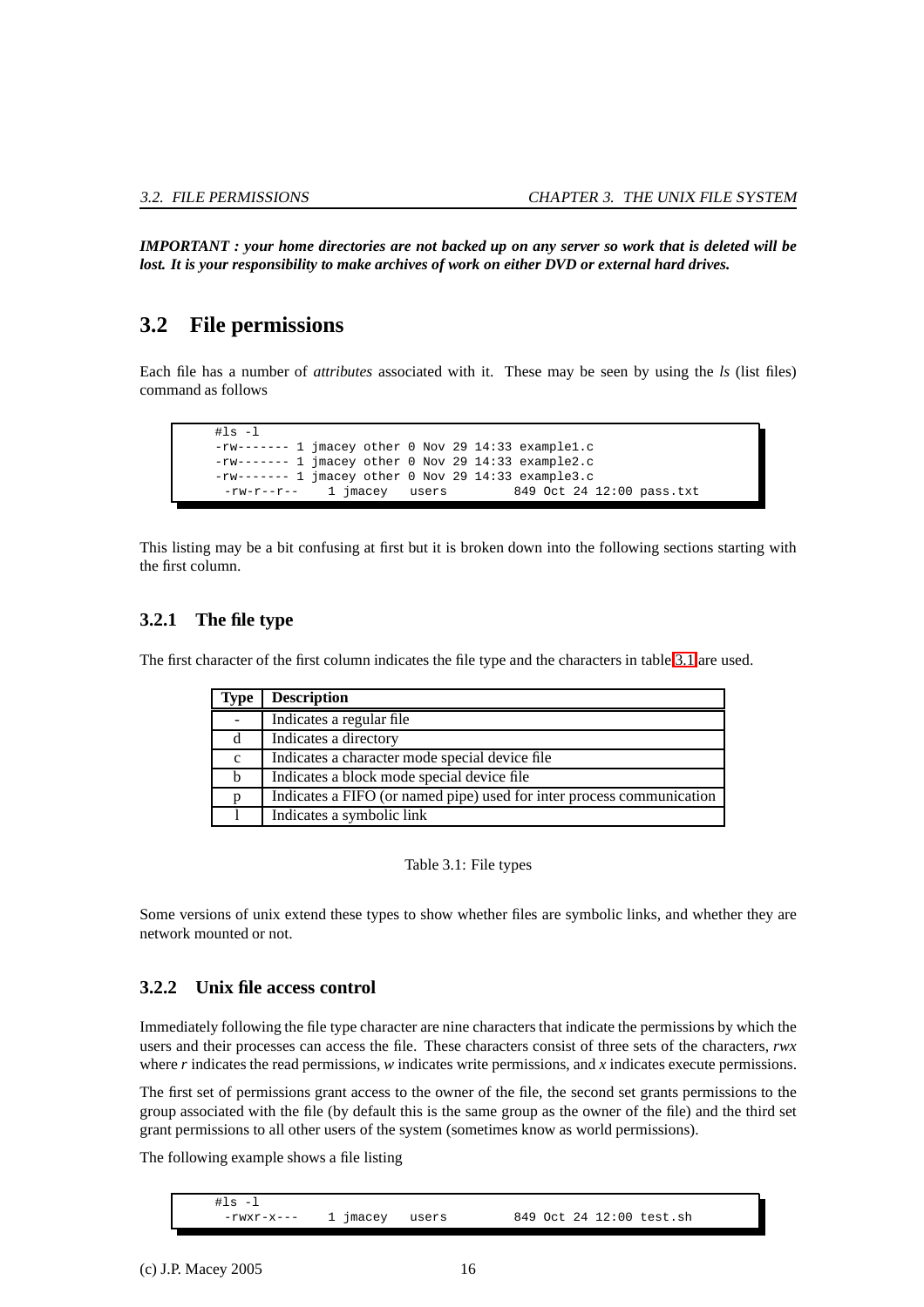***IMPORTANT : your home directories are not backed up on any server so work that is deleted will be lost. It is your responsibility to make archives of work on either DVD or external hard drives.***

## 3.2 File permissions

Each file has a number of *attributes* associated with it. These may be seen by using the *ls* (list files) command as follows

```
#ls -l
-rw------- 1 jmacey other 0 Nov 29 14:33 example1.c
-rw------- 1 jmacey other 0 Nov 29 14:33 example2.c
-rw------- 1 jmacey other 0 Nov 29 14:33 example3.c
 -rw-r--r--    1 jmacey   users         849 Oct 24 12:00 pass.txt
```

This listing may be a bit confusing at first but it is broken down into the following sections starting with the first column.

### 3.2.1 The file type

The first character of the first column indicates the file type and the characters in table 3.1 are used.

| Type | Description |
|---|---|
| - | Indicates a regular file |
| d | Indicates a directory |
| c | Indicates a character mode special device file |
| b | Indicates a block mode special device file |
| p | Indicates a FIFO (or named pipe) used for inter process communication |
| l | Indicates a symbolic link |

Table 3.1: File types

Some versions of unix extend these types to show whether files are symbolic links, and whether they are network mounted or not.

### 3.2.2 Unix file access control

Immediately following the file type character are nine characters that indicate the permissions by which the users and their processes can access the file. These characters consist of three sets of the characters, *rwx* where *r* indicates the read permissions, *w* indicates write permissions, and *x* indicates execute permissions.

The first set of permissions grant access to the owner of the file, the second set grants permissions to the group associated with the file (by default this is the same group as the owner of the file) and the third set grant permissions to all other users of the system (sometimes know as world permissions).

The following example shows a file listing

```
#ls -l
 -rwxr-x---    1 jmacey   users         849 Oct 24 12:00 test.sh
```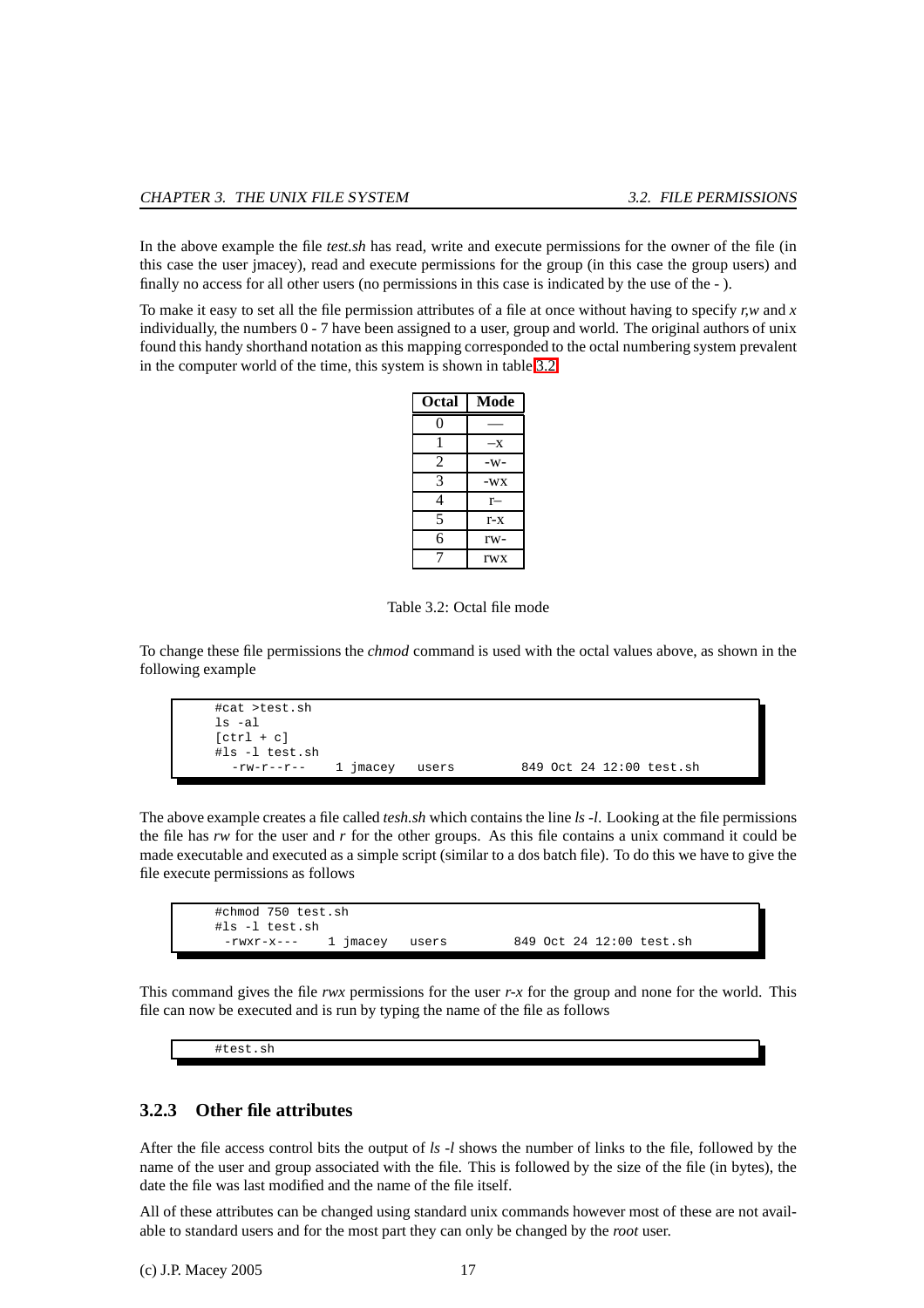In the above example the file *test.sh* has read, write and execute permissions for the owner of the file (in this case the user jmacey), read and execute permissions for the group (in this case the group users) and finally no access for all other users (no permissions in this case is indicated by the use of the - ).

To make it easy to set all the file permission attributes of a file at once without having to specify *r,w* and *x* individually, the numbers 0 - 7 have been assigned to a user, group and world. The original authors of unix found this handy shorthand notation as this mapping corresponded to the octal numbering system prevalent in the computer world of the time, this system is shown in table 3.2

| Octal | Mode |
|---|---|
| 0 | — |
| 1 | –x |
| 2 | -w- |
| 3 | -wx |
| 4 | r– |
| 5 | r-x |
| 6 | rw- |
| 7 | rwx |

Table 3.2: Octal file mode

To change these file permissions the *chmod* command is used with the octal values above, as shown in the following example

```
#cat >test.sh
ls -al
[ctrl + c]
#ls -l test.sh
  -rw-r--r--    1 jmacey   users         849 Oct 24 12:00 test.sh
```

The above example creates a file called *tesh.sh* which contains the line *ls -l*. Looking at the file permissions the file has *rw* for the user and *r* for the other groups. As this file contains a unix command it could be made executable and executed as a simple script (similar to a dos batch file). To do this we have to give the file execute permissions as follows

```
#chmod 750 test.sh
#ls -l test.sh
 -rwxr-x---    1 jmacey   users         849 Oct 24 12:00 test.sh
```

This command gives the file *rwx* permissions for the user *r-x* for the group and none for the world. This file can now be executed and is run by typing the name of the file as follows

```
#test.sh
```

### 3.2.3 Other file attributes

After the file access control bits the output of *ls -l* shows the number of links to the file, followed by the name of the user and group associated with the file. This is followed by the size of the file (in bytes), the date the file was last modified and the name of the file itself.

All of these attributes can be changed using standard unix commands however most of these are not available to standard users and for the most part they can only be changed by the *root* user.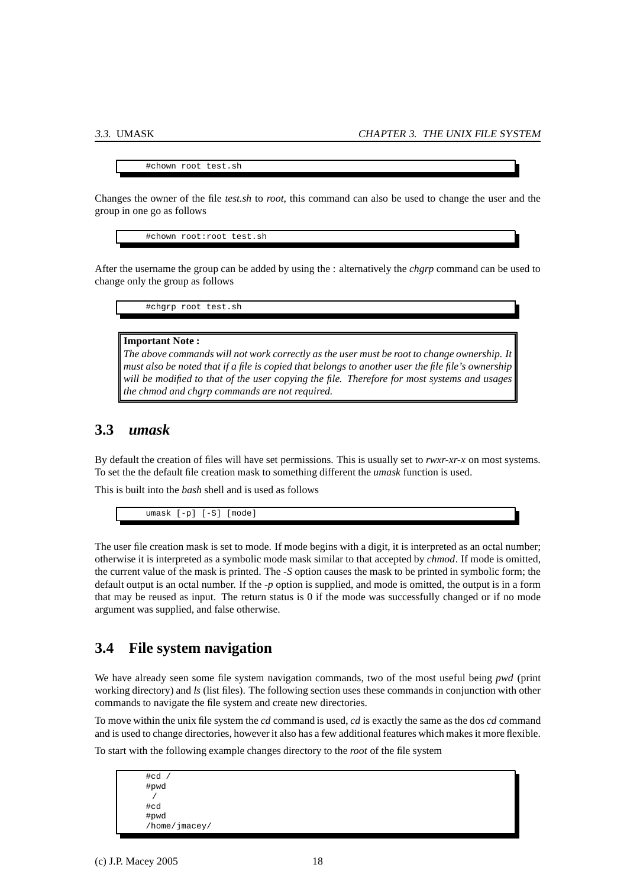```
#chown root test.sh
```

Changes the owner of the file *test.sh* to *root*, this command can also be used to change the user and the group in one go as follows

```
#chown root:root test.sh
```

After the username the group can be added by using the : alternatively the *chgrp* command can be used to change only the group as follows

```
#chgrp root test.sh
```

> **Important Note :**
> *The above commands will not work correctly as the user must be root to change ownership. It must also be noted that if a file is copied that belongs to another user the file file's ownership will be modified to that of the user copying the file. Therefore for most systems and usages the chmod and chgrp commands are not required.*

## 3.3 *umask*

By default the creation of files will have set permissions. This is usually set to *rwxr-xr-x* on most systems. To set the the default file creation mask to something different the *umask* function is used.

This is built into the *bash* shell and is used as follows

```
umask [-p] [-S] [mode]
```

The user file creation mask is set to mode. If mode begins with a digit, it is interpreted as an octal number; otherwise it is interpreted as a symbolic mode mask similar to that accepted by *chmod*. If mode is omitted, the current value of the mask is printed. The *-S* option causes the mask to be printed in symbolic form; the default output is an octal number. If the *-p* option is supplied, and mode is omitted, the output is in a form that may be reused as input. The return status is 0 if the mode was successfully changed or if no mode argument was supplied, and false otherwise.

## 3.4 File system navigation

We have already seen some file system navigation commands, two of the most useful being *pwd* (print working directory) and *ls* (list files). The following section uses these commands in conjunction with other commands to navigate the file system and create new directories.

To move within the unix file system the *cd* command is used, *cd* is exactly the same as the dos *cd* command and is used to change directories, however it also has a few additional features which makes it more flexible.

To start with the following example changes directory to the *root* of the file system

```
#cd /
#pwd
 /
#cd
#pwd
/home/jmacey/
```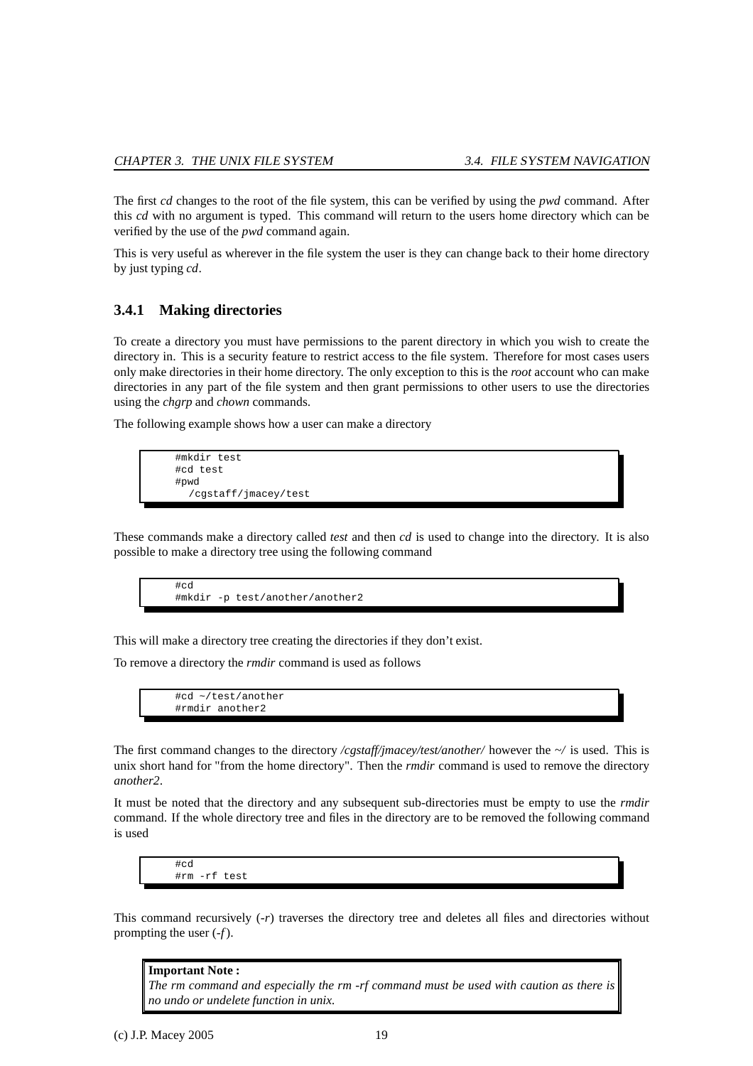The first *cd* changes to the root of the file system, this can be verified by using the *pwd* command. After this *cd* with no argument is typed. This command will return to the users home directory which can be verified by the use of the *pwd* command again.

This is very useful as wherever in the file system the user is they can change back to their home directory by just typing *cd*.

### 3.4.1 Making directories

To create a directory you must have permissions to the parent directory in which you wish to create the directory in. This is a security feature to restrict access to the file system. Therefore for most cases users only make directories in their home directory. The only exception to this is the *root* account who can make directories in any part of the file system and then grant permissions to other users to use the directories using the *chgrp* and *chown* commands.

The following example shows how a user can make a directory

```
#mkdir test
#cd test
#pwd
  /cgstaff/jmacey/test
```

These commands make a directory called *test* and then *cd* is used to change into the directory. It is also possible to make a directory tree using the following command

```
#cd
#mkdir -p test/another/another2
```

This will make a directory tree creating the directories if they don't exist.

To remove a directory the *rmdir* command is used as follows

```
#cd ~/test/another
#rmdir another2
```

The first command changes to the directory */cgstaff/jmacey/test/another/* however the *~/* is used. This is unix short hand for "from the home directory". Then the *rmdir* command is used to remove the directory *another2*.

It must be noted that the directory and any subsequent sub-directories must be empty to use the *rmdir* command. If the whole directory tree and files in the directory are to be removed the following command is used

```
#cd
#rm -rf test
```

This command recursively (*-r*) traverses the directory tree and deletes all files and directories without prompting the user (*-f*).

> **Important Note :**
> *The rm command and especially the rm -rf command must be used with caution as there is no undo or undelete function in unix.*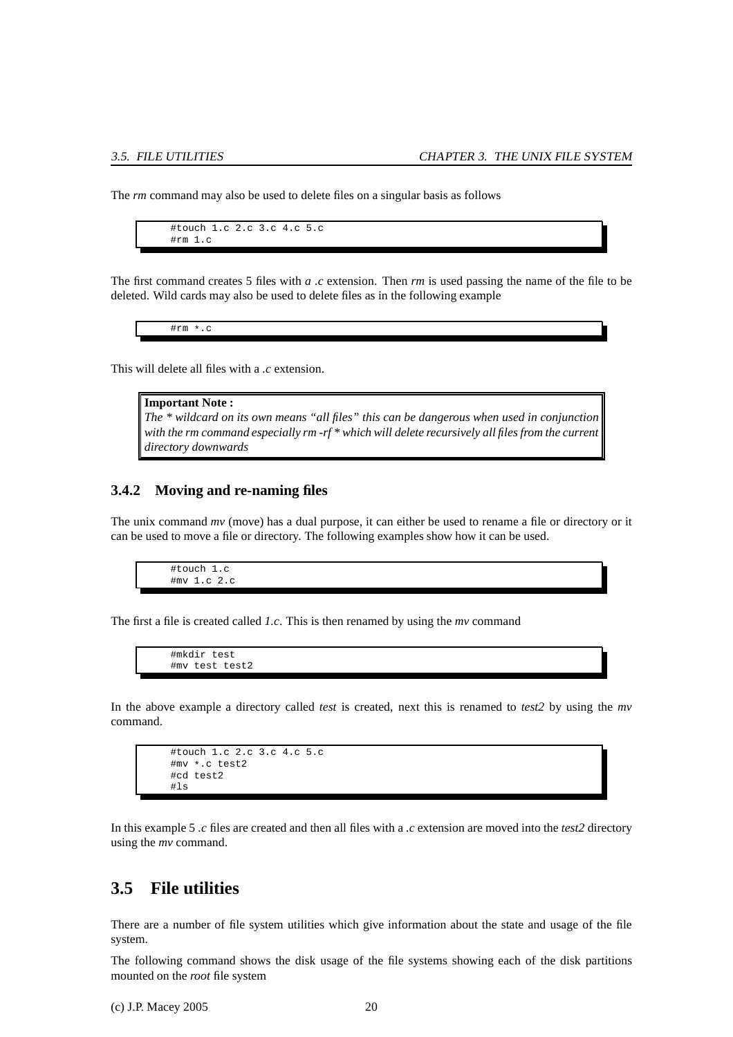The *rm* command may also be used to delete files on a singular basis as follows

```
#touch 1.c 2.c 3.c 4.c 5.c
#rm 1.c
```

The first command creates 5 files with *a .c* extension. Then *rm* is used passing the name of the file to be deleted. Wild cards may also be used to delete files as in the following example

```
#rm *.c
```

This will delete all files with a *.c* extension.

> **Important Note :**
> *The * wildcard on its own means "all files" this can be dangerous when used in conjunction with the rm command especially rm -rf * which will delete recursively all files from the current directory downwards*

### 3.4.2 Moving and re-naming files

The unix command *mv* (move) has a dual purpose, it can either be used to rename a file or directory or it can be used to move a file or directory. The following examples show how it can be used.

```
#touch 1.c
#mv 1.c 2.c
```

The first a file is created called *1.c*. This is then renamed by using the *mv* command

```
#mkdir test
#mv test test2
```

In the above example a directory called *test* is created, next this is renamed to *test2* by using the *mv* command.

```
#touch 1.c 2.c 3.c 4.c 5.c
#mv *.c test2
#cd test2
#ls
```

In this example 5 *.c* files are created and then all files with a *.c* extension are moved into the *test2* directory using the *mv* command.

## 3.5 File utilities

There are a number of file system utilities which give information about the state and usage of the file system.

The following command shows the disk usage of the file systems showing each of the disk partitions mounted on the *root* file system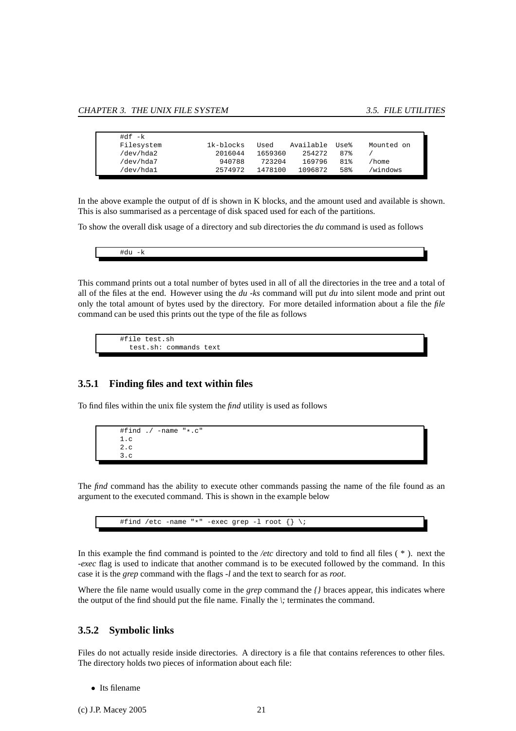```
#df -k
Filesystem         1k-blocks   Used    Available  Use%    Mounted on
/dev/hda2            2016044   1659360    254272   87%    /
/dev/hda7             940788    723204    169796   81%    /home
/dev/hda1            2574972   1478100   1096872   58%    /windows
```

In the above example the output of df is shown in K blocks, and the amount used and available is shown. This is also summarised as a percentage of disk spaced used for each of the partitions.

To show the overall disk usage of a directory and sub directories the *du* command is used as follows

```
#du -k
```

This command prints out a total number of bytes used in all of all the directories in the tree and a total of all of the files at the end. However using the *du -ks* command will put *du* into silent mode and print out only the total amount of bytes used by the directory. For more detailed information about a file the *file* command can be used this prints out the type of the file as follows

```
#file test.sh
  test.sh: commands text
```

### 3.5.1 Finding files and text within files

To find files within the unix file system the *find* utility is used as follows

```
#find ./ -name "*.c"
1.c
2.c
3.c
```

The *find* command has the ability to execute other commands passing the name of the file found as an argument to the executed command. This is shown in the example below

```
#find /etc -name "*" -exec grep -l root {} \;
```

In this example the find command is pointed to the */etc* directory and told to find all files ( * ). next the *-exec* flag is used to indicate that another command is to be executed followed by the command. In this case it is the *grep* command with the flags *-l* and the text to search for as *root*.

Where the file name would usually come in the *grep* command the *{}* braces appear, this indicates where the output of the find should put the file name. Finally the *\;* terminates the command.

### 3.5.2 Symbolic links

Files do not actually reside inside directories. A directory is a file that contains references to other files. The directory holds two pieces of information about each file:

- Its filename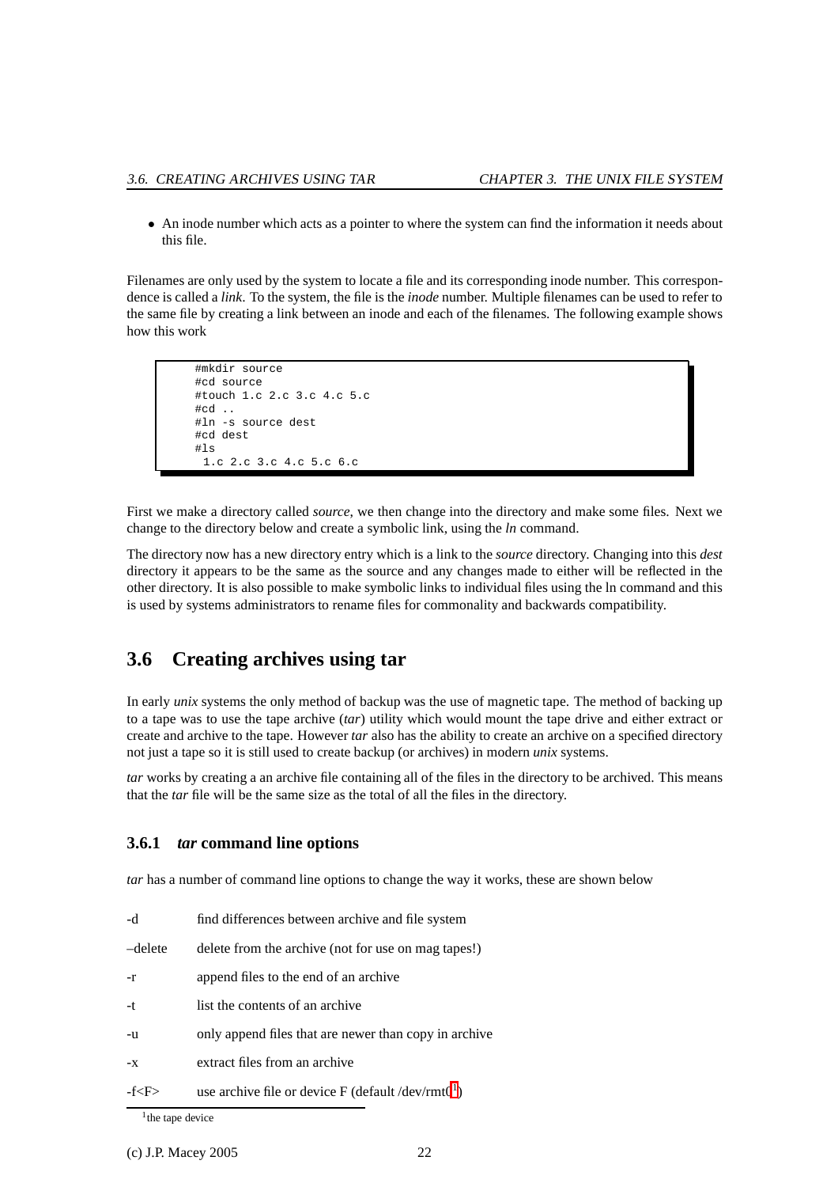- An inode number which acts as a pointer to where the system can find the information it needs about this file.

Filenames are only used by the system to locate a file and its corresponding inode number. This correspondence is called a *link*. To the system, the file is the *inode* number. Multiple filenames can be used to refer to the same file by creating a link between an inode and each of the filenames. The following example shows how this work

```
#mkdir source
#cd source
#touch 1.c 2.c 3.c 4.c 5.c
#cd ..
#ln -s source dest
#cd dest
#ls
 1.c 2.c 3.c 4.c 5.c 6.c
```

First we make a directory called *source*, we then change into the directory and make some files. Next we change to the directory below and create a symbolic link, using the *ln* command.

The directory now has a new directory entry which is a link to the *source* directory. Changing into this *dest* directory it appears to be the same as the source and any changes made to either will be reflected in the other directory. It is also possible to make symbolic links to individual files using the ln command and this is used by systems administrators to rename files for commonality and backwards compatibility.

## 3.6 Creating archives using tar

In early *unix* systems the only method of backup was the use of magnetic tape. The method of backing up to a tape was to use the tape archive (*tar*) utility which would mount the tape drive and either extract or create and archive to the tape. However *tar* also has the ability to create an archive on a specified directory not just a tape so it is still used to create backup (or archives) in modern *unix* systems.

*tar* works by creating a an archive file containing all of the files in the directory to be archived. This means that the *tar* file will be the same size as the total of all the files in the directory.

### 3.6.1 *tar* command line options

*tar* has a number of command line options to change the way it works, these are shown below

| | |
|---|---|
| -d | find differences between archive and file system |
| –delete | delete from the archive (not for use on mag tapes!) |
| -r | append files to the end of an archive |
| -t | list the contents of an archive |
| -u | only append files that are newer than copy in archive |
| -x | extract files from an archive |
| -f<F> | use archive file or device F (default /dev/rmt0[1]) |

[1] the tape device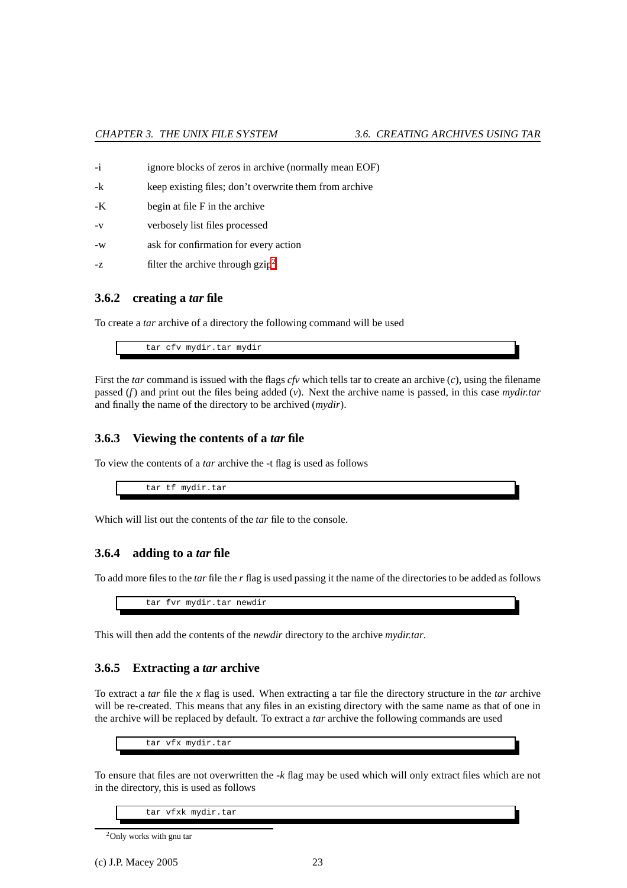| | |
|---|---|
| -i | ignore blocks of zeros in archive (normally mean EOF) |
| -k | keep existing files; don't overwrite them from archive |
| -K | begin at file F in the archive |
| -v | verbosely list files processed |
| -w | ask for confirmation for every action |
| -z | filter the archive through gzip[2] |

### 3.6.2 creating a *tar* file

To create a *tar* archive of a directory the following command will be used

```
tar cfv mydir.tar mydir
```

First the *tar* command is issued with the flags *cfv* which tells tar to create an archive (*c*), using the filename passed (*f*) and print out the files being added (*v*). Next the archive name is passed, in this case *mydir.tar* and finally the name of the directory to be archived (*mydir*).

### 3.6.3 Viewing the contents of a *tar* file

To view the contents of a *tar* archive the -t flag is used as follows

```
tar tf mydir.tar
```

Which will list out the contents of the *tar* file to the console.

### 3.6.4 adding to a *tar* file

To add more files to the *tar* file the *r* flag is used passing it the name of the directories to be added as follows

```
tar fvr mydir.tar newdir
```

This will then add the contents of the *newdir* directory to the archive *mydir.tar*.

### 3.6.5 Extracting a *tar* archive

To extract a *tar* file the *x* flag is used. When extracting a tar file the directory structure in the *tar* archive will be re-created. This means that any files in an existing directory with the same name as that of one in the archive will be replaced by default. To extract a *tar* archive the following commands are used

```
tar vfx mydir.tar
```

To ensure that files are not overwritten the *-k* flag may be used which will only extract files which are not in the directory, this is used as follows

```
tar vfxk mydir.tar
```

[2] Only works with gnu tar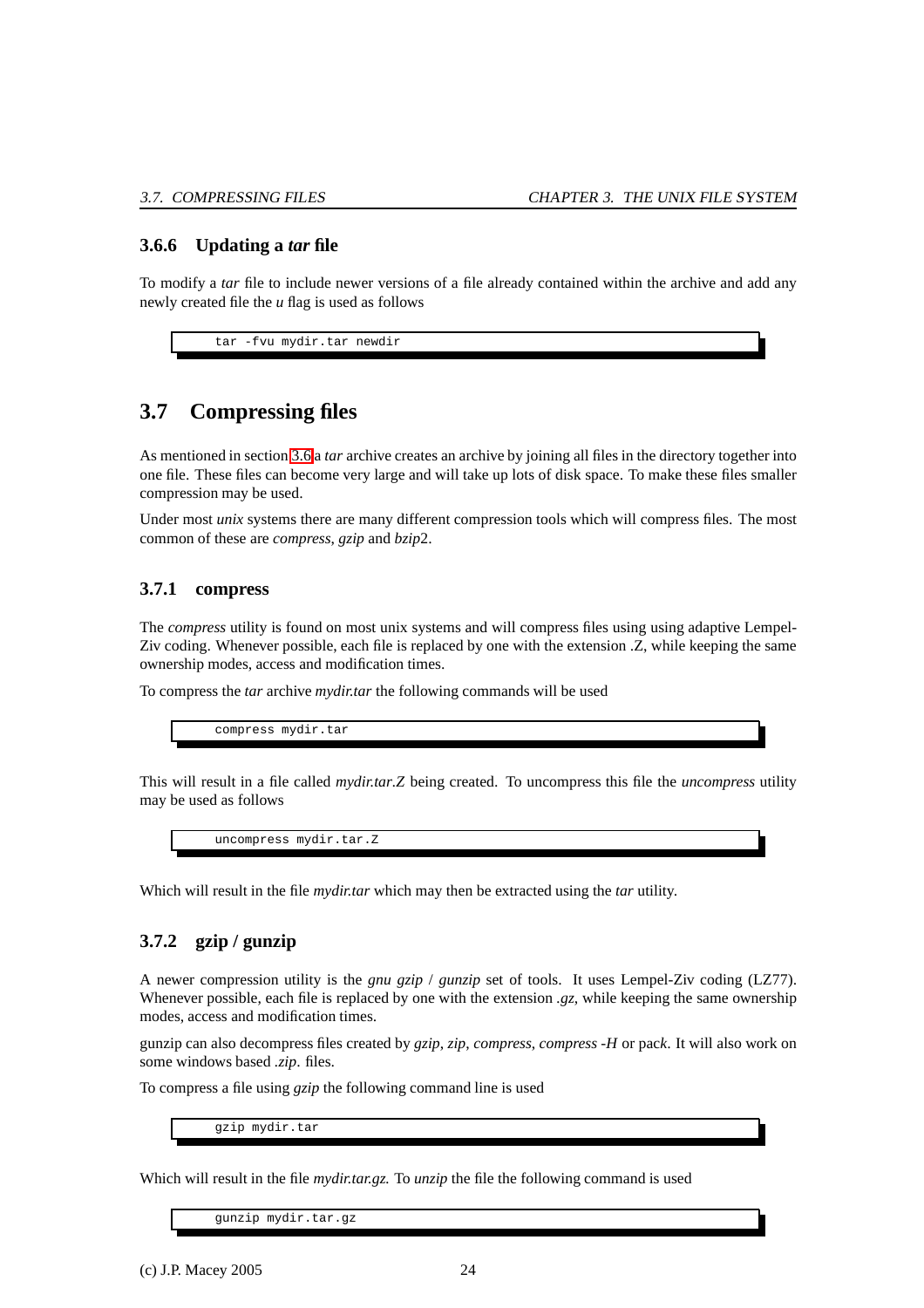### 3.6.6 Updating a *tar* file

To modify a *tar* file to include newer versions of a file already contained within the archive and add any newly created file the *u* flag is used as follows

```
tar -fvu mydir.tar newdir
```

## 3.7 Compressing files

As mentioned in section 3.6 a *tar* archive creates an archive by joining all files in the directory together into one file. These files can become very large and will take up lots of disk space. To make these files smaller compression may be used.

Under most *unix* systems there are many different compression tools which will compress files. The most common of these are *compress*, *gzip* and *bzip*2.

### 3.7.1 compress

The *compress* utility is found on most unix systems and will compress files using using adaptive Lempel-Ziv coding. Whenever possible, each file is replaced by one with the extension .Z, while keeping the same ownership modes, access and modification times.

To compress the *tar* archive *mydir.tar* the following commands will be used

```
compress mydir.tar
```

This will result in a file called *mydir.tar.Z* being created. To uncompress this file the *uncompress* utility may be used as follows

```
uncompress mydir.tar.Z
```

Which will result in the file *mydir.tar* which may then be extracted using the *tar* utility.

### 3.7.2 gzip / gunzip

A newer compression utility is the *gnu gzip* / *gunzip* set of tools. It uses Lempel-Ziv coding (LZ77). Whenever possible, each file is replaced by one with the extension *.gz*, while keeping the same ownership modes, access and modification times.

gunzip can also decompress files created by *gzip*, *zip*, *compress*, *compress -H* or pac*k*. It will also work on some windows based *.zip*. files.

To compress a file using *gzip* the following command line is used

```
gzip mydir.tar
```

Which will result in the file *mydir.tar.gz.* To *unzip* the file the following command is used

```
gunzip mydir.tar.gz
```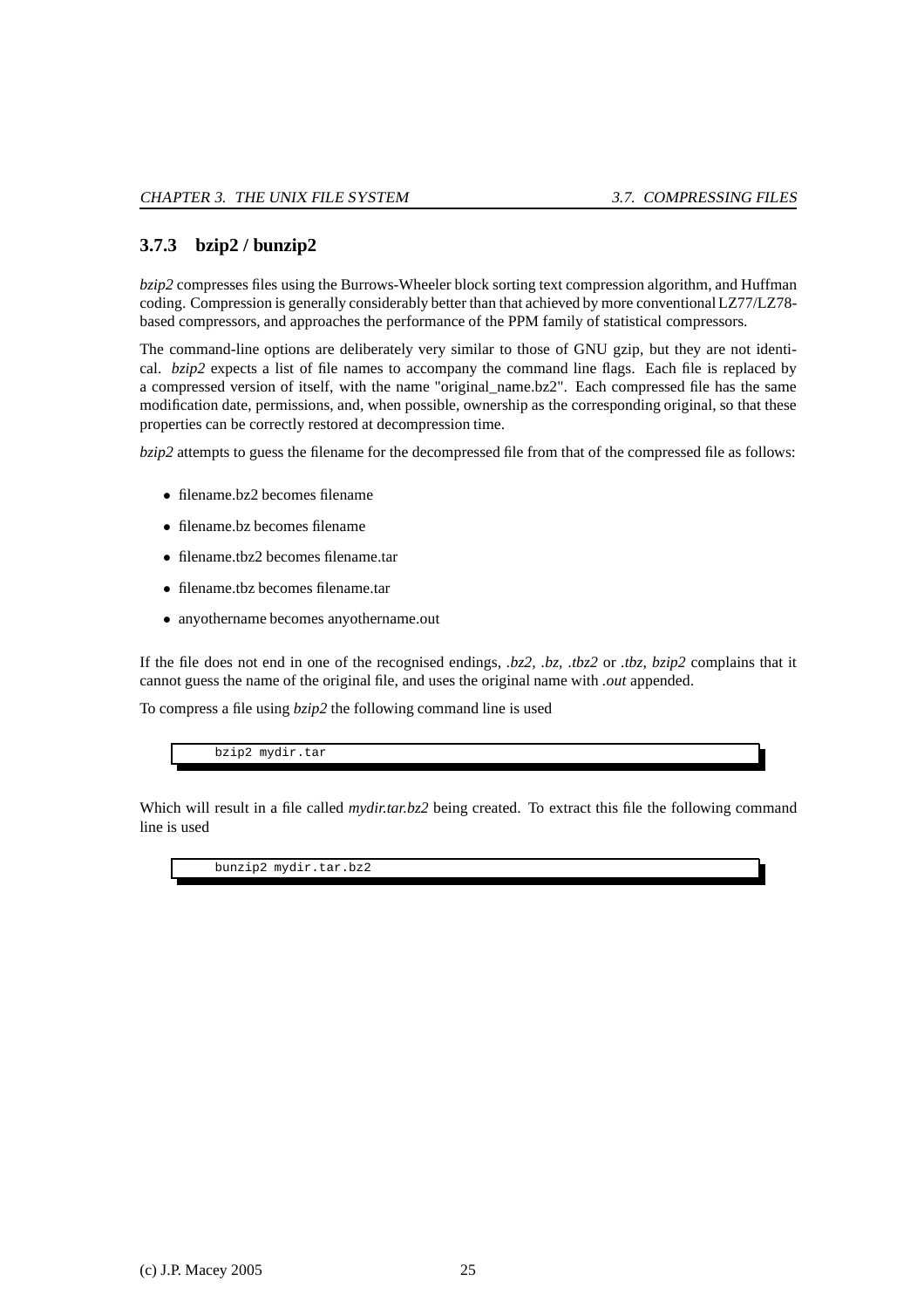### 3.7.3 bzip2 / bunzip2

*bzip2* compresses files using the Burrows-Wheeler block sorting text compression algorithm, and Huffman coding. Compression is generally considerably better than that achieved by more conventional LZ77/LZ78-based compressors, and approaches the performance of the PPM family of statistical compressors.

The command-line options are deliberately very similar to those of GNU gzip, but they are not identical. *bzip2* expects a list of file names to accompany the command line flags. Each file is replaced by a compressed version of itself, with the name "original_name.bz2". Each compressed file has the same modification date, permissions, and, when possible, ownership as the corresponding original, so that these properties can be correctly restored at decompression time.

*bzip2* attempts to guess the filename for the decompressed file from that of the compressed file as follows:

- filename.bz2 becomes filename
- filename.bz becomes filename
- filename.tbz2 becomes filename.tar
- filename.tbz becomes filename.tar
- anyothername becomes anyothername.out

If the file does not end in one of the recognised endings, *.bz2*, *.bz*, *.tbz2* or *.tbz*, *bzip2* complains that it cannot guess the name of the original file, and uses the original name with *.out* appended.

To compress a file using *bzip2* the following command line is used

```
bzip2 mydir.tar
```

Which will result in a file called *mydir.tar.bz2* being created. To extract this file the following command line is used

```
bunzip2 mydir.tar.bz2
```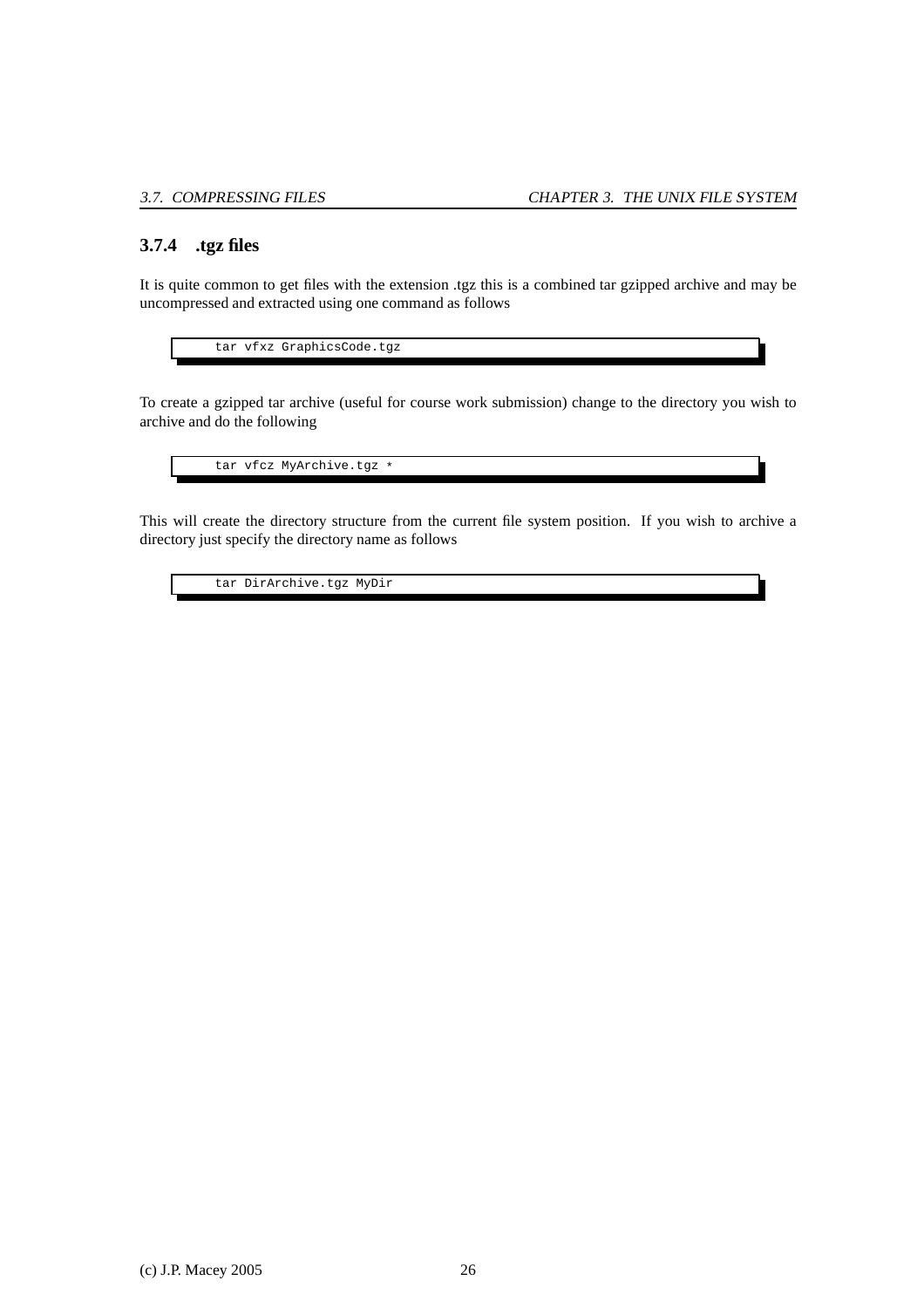### 3.7.4 .tgz files

It is quite common to get files with the extension .tgz this is a combined tar gzipped archive and may be uncompressed and extracted using one command as follows

```
tar vfxz GraphicsCode.tgz
```

To create a gzipped tar archive (useful for course work submission) change to the directory you wish to archive and do the following

```
tar vfcz MyArchive.tgz *
```

This will create the directory structure from the current file system position. If you wish to archive a directory just specify the directory name as follows

```
tar DirArchive.tgz MyDir
```

(c) J.P. Macey 2005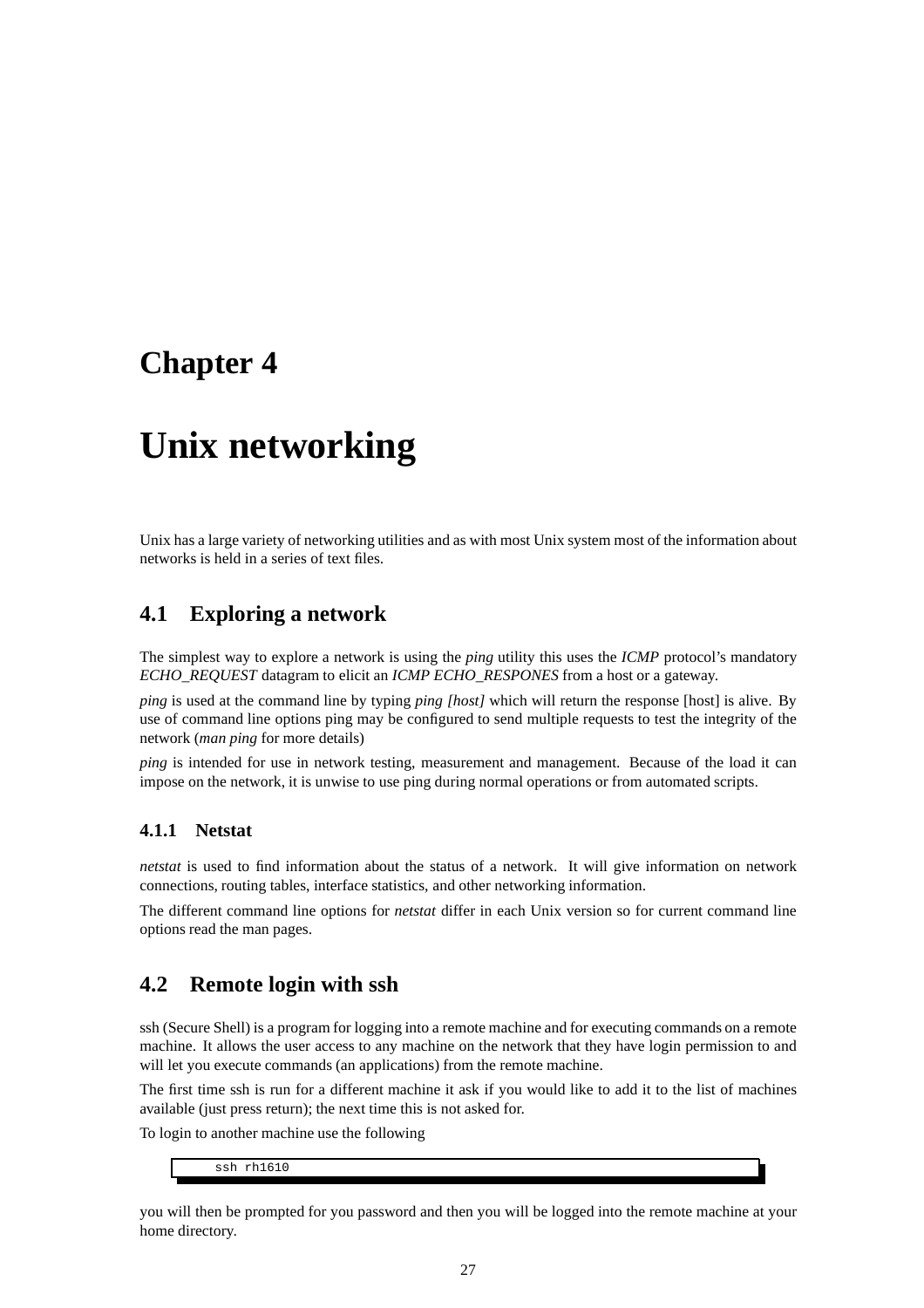# Chapter 4

# Unix networking

Unix has a large variety of networking utilities and as with most Unix system most of the information about networks is held in a series of text files.

## 4.1 Exploring a network

The simplest way to explore a network is using the *ping* utility this uses the *ICMP* protocol's mandatory *ECHO_REQUEST* datagram to elicit an *ICMP ECHO_RESPONES* from a host or a gateway.

*ping* is used at the command line by typing *ping [host]* which will return the response [host] is alive. By use of command line options ping may be configured to send multiple requests to test the integrity of the network (*man ping* for more details)

*ping* is intended for use in network testing, measurement and management. Because of the load it can impose on the network, it is unwise to use ping during normal operations or from automated scripts.

### 4.1.1 Netstat

*netstat* is used to find information about the status of a network. It will give information on network connections, routing tables, interface statistics, and other networking information.

The different command line options for *netstat* differ in each Unix version so for current command line options read the man pages.

## 4.2 Remote login with ssh

ssh (Secure Shell) is a program for logging into a remote machine and for executing commands on a remote machine. It allows the user access to any machine on the network that they have login permission to and will let you execute commands (an applications) from the remote machine.

The first time ssh is run for a different machine it ask if you would like to add it to the list of machines available (just press return); the next time this is not asked for.

To login to another machine use the following

```
ssh rh1610
```

you will then be prompted for you password and then you will be logged into the remote machine at your home directory.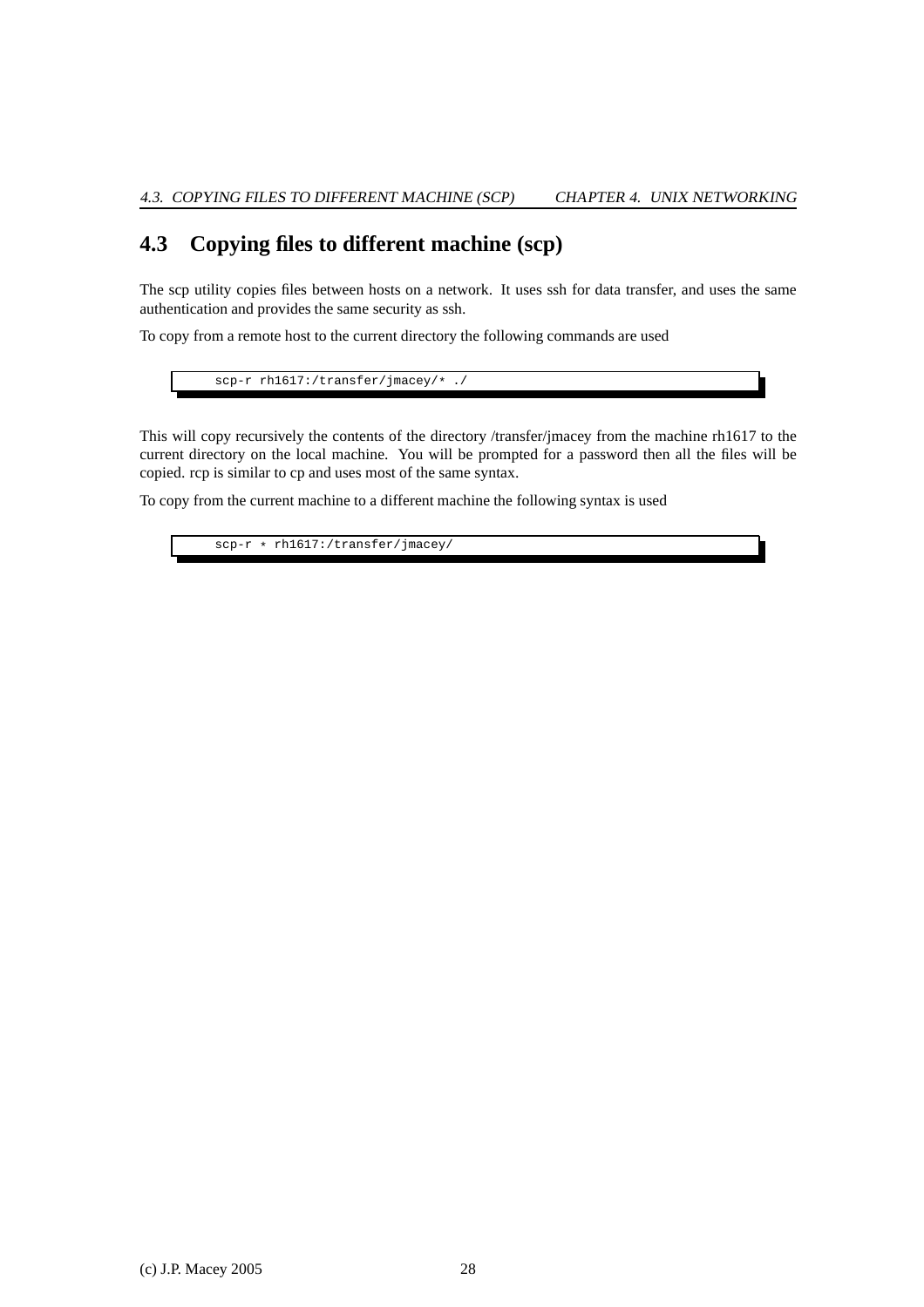## 4.3 Copying files to different machine (scp)

The scp utility copies files between hosts on a network. It uses ssh for data transfer, and uses the same authentication and provides the same security as ssh.

To copy from a remote host to the current directory the following commands are used

```
scp-r rh1617:/transfer/jmacey/* ./
```

This will copy recursively the contents of the directory /transfer/jmacey from the machine rh1617 to the current directory on the local machine. You will be prompted for a password then all the files will be copied. rcp is similar to cp and uses most of the same syntax.

To copy from the current machine to a different machine the following syntax is used

```
scp-r * rh1617:/transfer/jmacey/
```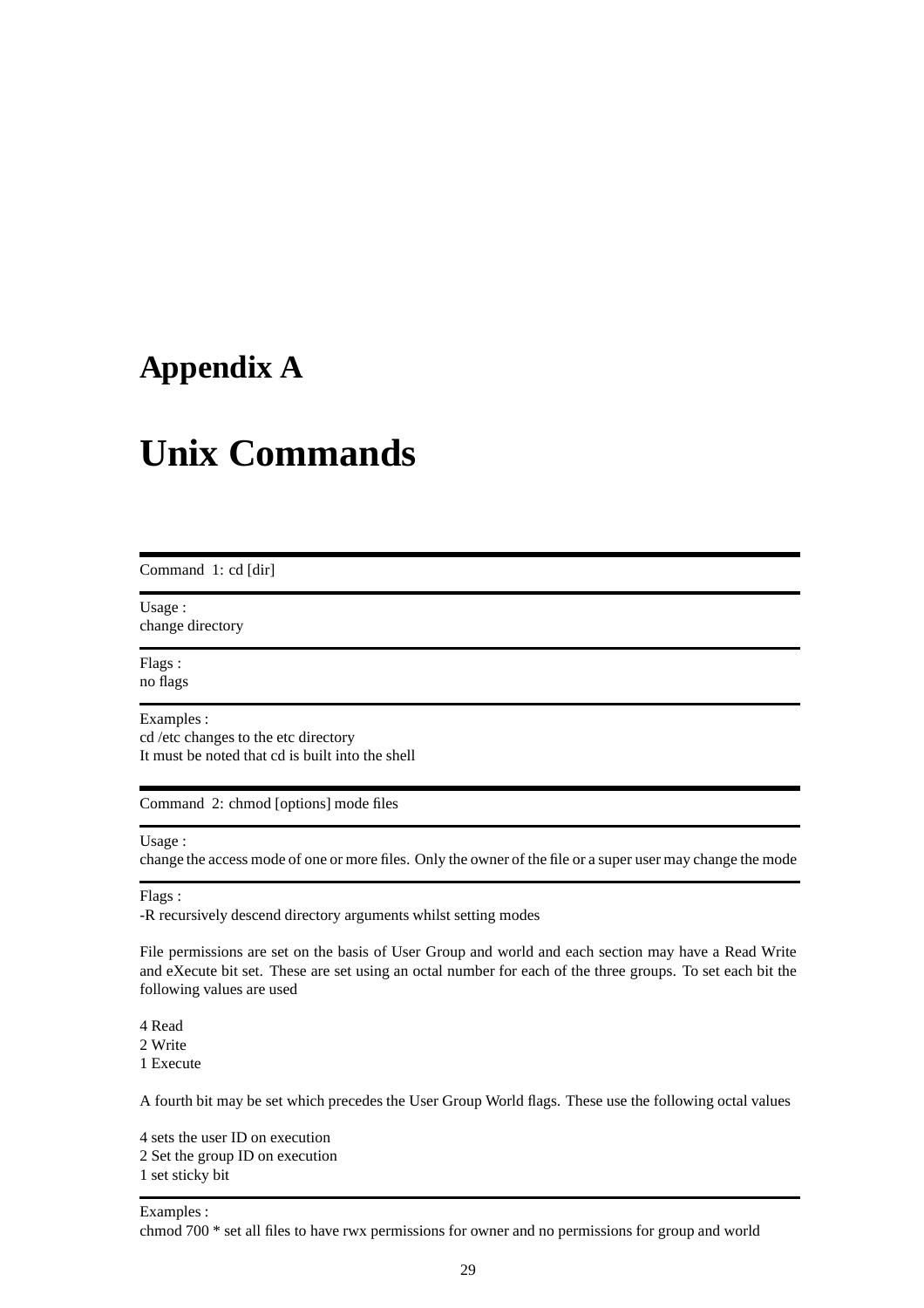# Appendix A

# Unix Commands

---

Command 1: cd [dir]

---

Usage :
change directory

---

Flags :
no flags

---

Examples :
cd /etc changes to the etc directory
It must be noted that cd is built into the shell

---

Command 2: chmod [options] mode files

---

Usage :
change the access mode of one or more files. Only the owner of the file or a super user may change the mode

---

Flags :
-R recursively descend directory arguments whilst setting modes

File permissions are set on the basis of User Group and world and each section may have a Read Write and eXecute bit set. These are set using an octal number for each of the three groups. To set each bit the following values are used

4 Read
2 Write
1 Execute

A fourth bit may be set which precedes the User Group World flags. These use the following octal values

4 sets the user ID on execution
2 Set the group ID on execution
1 set sticky bit

---

Examples :
chmod 700 * set all files to have rwx permissions for owner and no permissions for group and world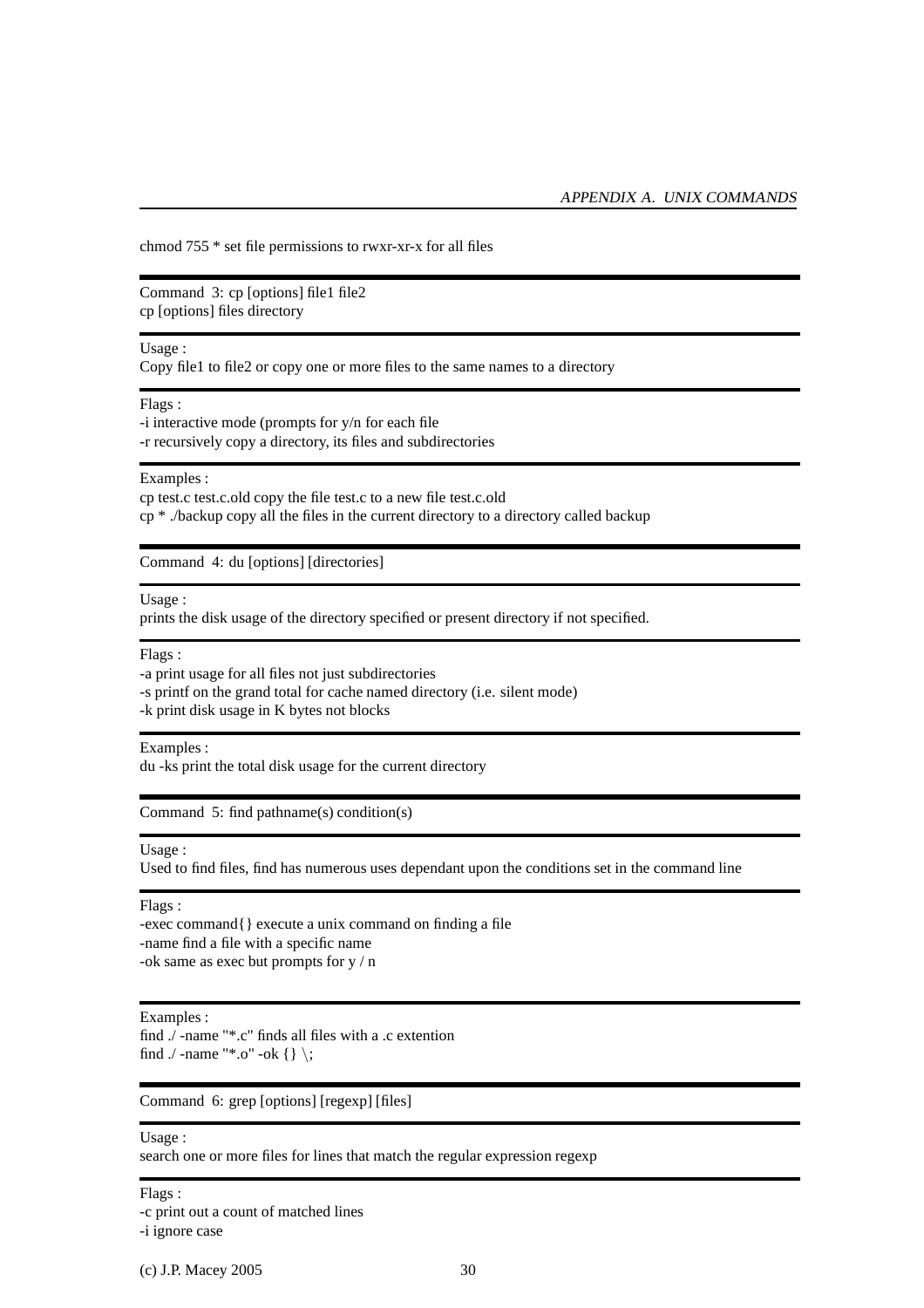chmod 755 * set file permissions to rwxr-xr-x for all files

---

Command 3: cp [options] file1 file2
cp [options] files directory

---

Usage :
Copy file1 to file2 or copy one or more files to the same names to a directory

---

Flags :
-i interactive mode (prompts for y/n for each file
-r recursively copy a directory, its files and subdirectories

---

Examples :
cp test.c test.c.old copy the file test.c to a new file test.c.old
cp * ./backup copy all the files in the current directory to a directory called backup

---

Command 4: du [options] [directories]

---

Usage :
prints the disk usage of the directory specified or present directory if not specified.

---

Flags :
-a print usage for all files not just subdirectories
-s printf on the grand total for cache named directory (i.e. silent mode)
-k print disk usage in K bytes not blocks

---

Examples :
du -ks print the total disk usage for the current directory

---

Command 5: find pathname(s) condition(s)

---

Usage :
Used to find files, find has numerous uses dependant upon the conditions set in the command line

---

Flags :
-exec command{} execute a unix command on finding a file
-name find a file with a specific name
-ok same as exec but prompts for y / n

---

Examples :
find ./ -name "*.c" finds all files with a .c extention
find ./ -name "*.o" -ok {} \;

---

Command 6: grep [options] [regexp] [files]

---

Usage :
search one or more files for lines that match the regular expression regexp

---

Flags :
-c print out a count of matched lines
-i ignore case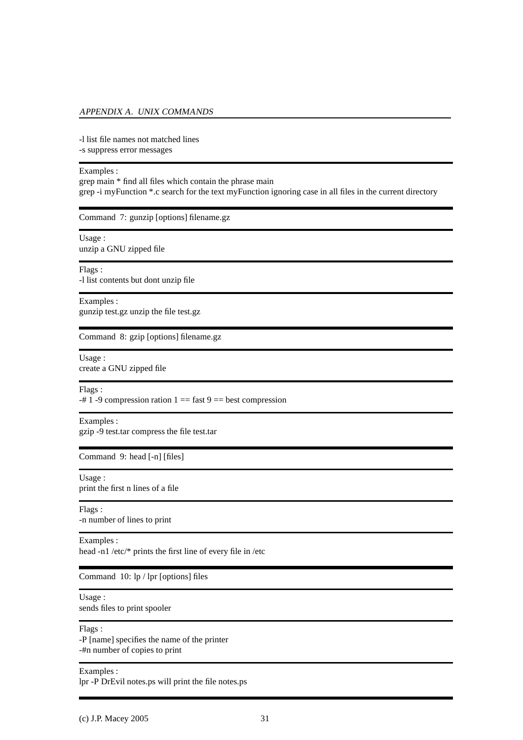-l list file names not matched lines
-s suppress error messages

---

Examples :
grep main * find all files which contain the phrase main
grep -i myFunction *.c search for the text myFunction ignoring case in all files in the current directory

---

Command 7: gunzip [options] filename.gz

Usage :
unzip a GNU zipped file

Flags :
-l list contents but dont unzip file

Examples :
gunzip test.gz unzip the file test.gz

---

Command 8: gzip [options] filename.gz

Usage :
create a GNU zipped file

Flags :
-# 1 -9 compression ration 1 == fast 9 == best compression

Examples :
gzip -9 test.tar compress the file test.tar

---

Command 9: head [-n] [files]

Usage :
print the first n lines of a file

Flags :
-n number of lines to print

Examples :
head -n1 /etc/* prints the first line of every file in /etc

---

Command 10: lp / lpr [options] files

Usage :
sends files to print spooler

Flags :
-P [name] specifies the name of the printer
-#n number of copies to print

Examples :
lpr -P DrEvil notes.ps will print the file notes.ps

---

(c) J.P. Macey 2005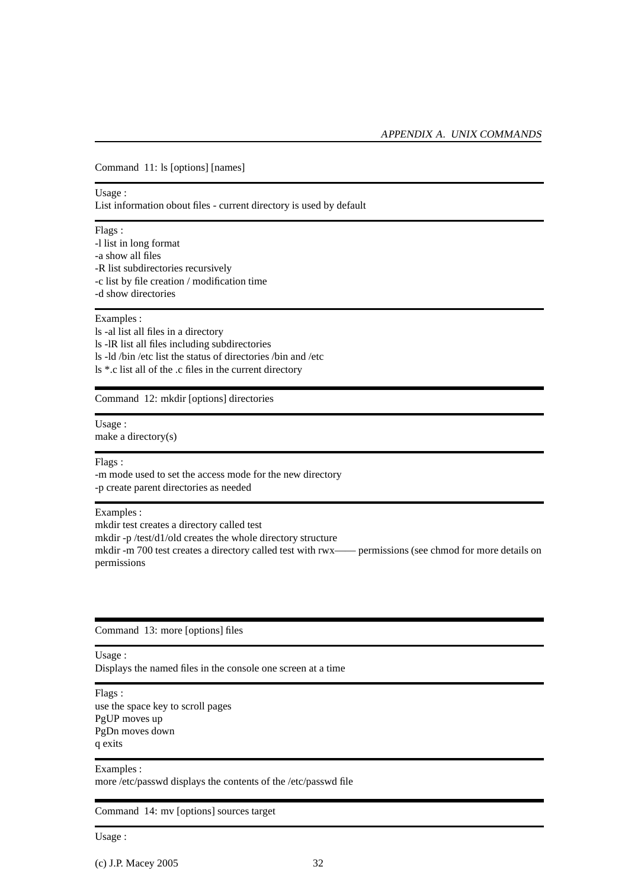Command 11: ls [options] [names]

---

Usage :
List information obout files - current directory is used by default

---

Flags :
-l list in long format
-a show all files
-R list subdirectories recursively
-c list by file creation / modification time
-d show directories

---

Examples :
ls -al list all files in a directory
ls -lR list all files including subdirectories
ls -ld /bin /etc list the status of directories /bin and /etc
ls *.c list all of the .c files in the current directory

---

Command 12: mkdir [options] directories

---

Usage :
make a directory(s)

---

Flags :
-m mode used to set the access mode for the new directory
-p create parent directories as needed

---

Examples :
mkdir test creates a directory called test
mkdir -p /test/d1/old creates the whole directory structure
mkdir -m 700 test creates a directory called test with rwx—— permissions (see chmod for more details on permissions

---

Command 13: more [options] files

---

Usage :
Displays the named files in the console one screen at a time

---

Flags :
use the space key to scroll pages
PgUP moves up
PgDn moves down
q exits

---

Examples :
more /etc/passwd displays the contents of the /etc/passwd file

---

Command 14: mv [options] sources target

---

Usage :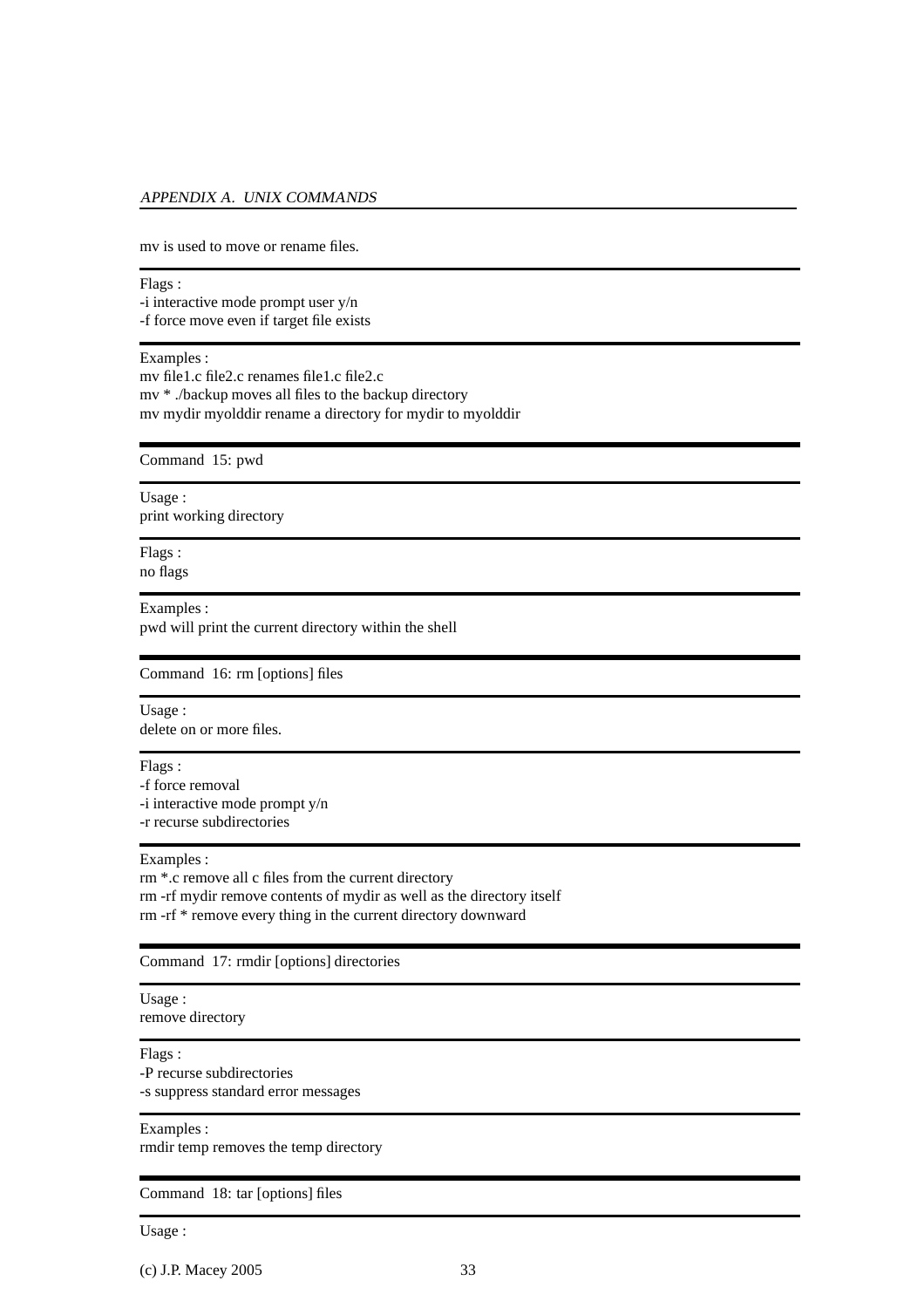mv is used to move or rename files.

---

Flags :
-i interactive mode prompt user y/n
-f force move even if target file exists

---

Examples :
mv file1.c file2.c renames file1.c file2.c
mv * ./backup moves all files to the backup directory
mv mydir myolddir rename a directory for mydir to myolddir

---

Command 15: pwd

---

Usage :
print working directory

---

Flags :
no flags

---

Examples :
pwd will print the current directory within the shell

---

Command 16: rm [options] files

---

Usage :
delete on or more files.

---

Flags :
-f force removal
-i interactive mode prompt y/n
-r recurse subdirectories

---

Examples :
rm *.c remove all c files from the current directory
rm -rf mydir remove contents of mydir as well as the directory itself
rm -rf * remove every thing in the current directory downward

---

Command 17: rmdir [options] directories

---

Usage :
remove directory

---

Flags :
-P recurse subdirectories
-s suppress standard error messages

---

Examples :
rmdir temp removes the temp directory

---

Command 18: tar [options] files

---

Usage :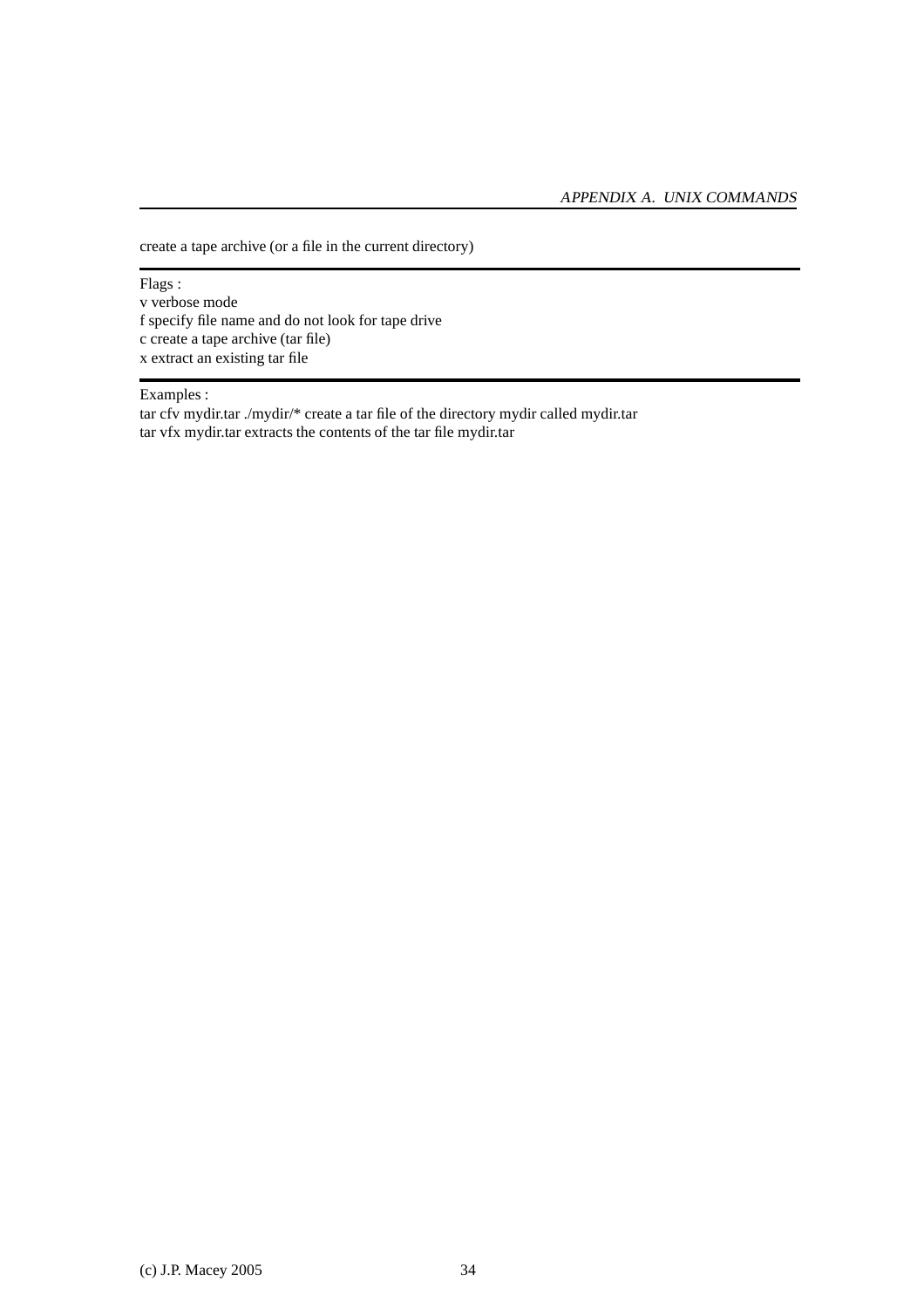create a tape archive (or a file in the current directory)

---

Flags :
v verbose mode
f specify file name and do not look for tape drive
c create a tape archive (tar file)
x extract an existing tar file

---

Examples :
tar cfv mydir.tar ./mydir/* create a tar file of the directory mydir called mydir.tar
tar vfx mydir.tar extracts the contents of the tar file mydir.tar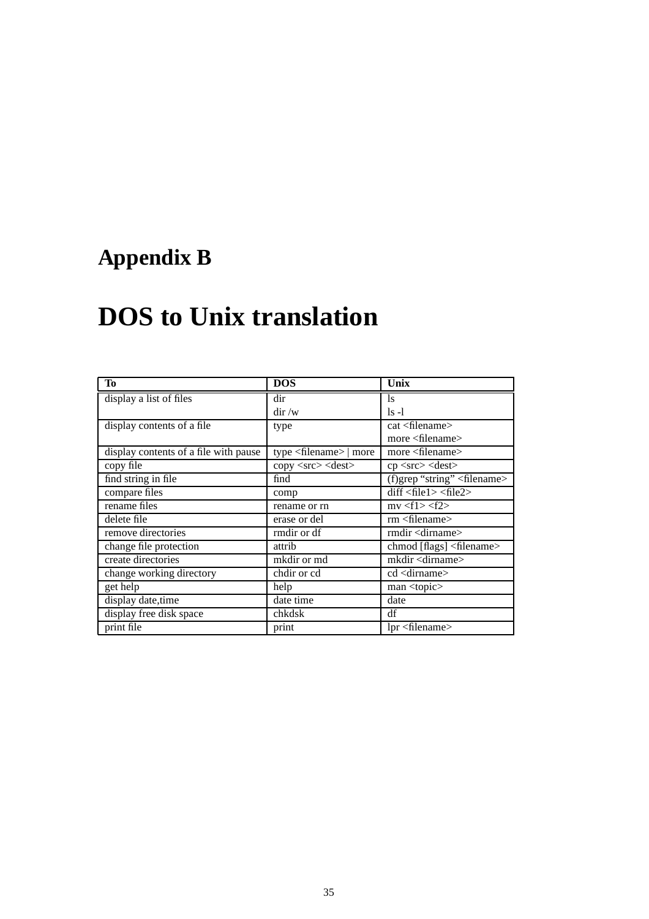# Appendix B

# DOS to Unix translation

| To | DOS | Unix |
|---|---|---|
| display a list of files | dir<br>dir /w | ls<br>ls -l |
| display contents of a file | type | cat <filename><br>more <filename> |
| display contents of a file with pause | type <filename> \| more | more <filename> |
| copy file | copy <src> <dest> | cp <src> <dest> |
| find string in file | find | (f)grep "string" <filename> |
| compare files | comp | diff <file1> <file2> |
| rename files | rename or rn | mv <f1> <f2> |
| delete file | erase or del | rm <filename> |
| remove directories | rmdir or df | rmdir <dirname> |
| change file protection | attrib | chmod [flags] <filename> |
| create directories | mkdir or md | mkdir <dirname> |
| change working directory | chdir or cd | cd <dirname> |
| get help | help | man <topic> |
| display date,time | date time | date |
| display free disk space | chkdsk | df |
| print file | print | lpr <filename> |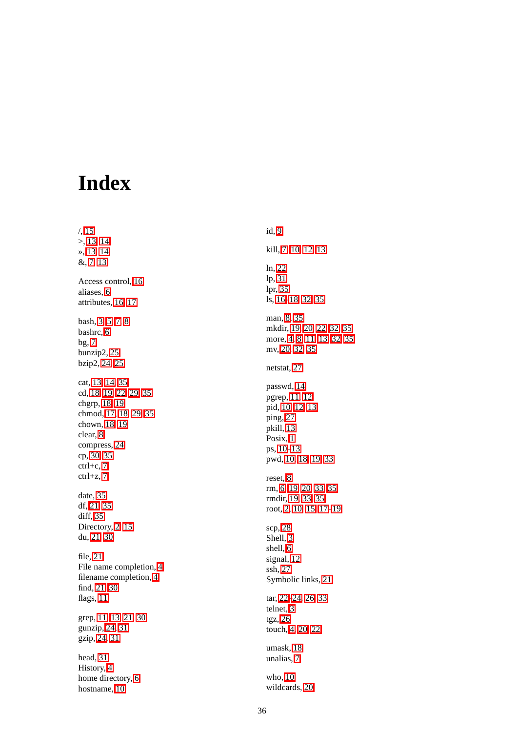# Index

/, 15
>, 13, 14
», 13, 14
&, 7, 13

Access control, 16
aliases, 6
attributes, 16, 17

bash, 3, 5, 7, 8
bashrc, 6
bg, 7
bunzip2, 25
bzip2, 24, 25

cat, 13, 14, 35
cd, 18, 19, 22, 29, 35
chgrp, 18, 19
chmod, 17, 18, 29, 35
chown, 18, 19
clear, 8
compress, 24
cp, 30, 35
ctrl+c, 7
ctrl+z, 7

date, 35
df, 21, 35
diff, 35
Directory, 2, 15
du, 21, 30

file, 21
File name completion, 4
filename completion, 4
find, 21, 30
flags, 11

grep, 11, 13, 21, 30
gunzip, 24, 31
gzip, 24, 31

head, 31
History, 4
home directory, 6
hostname, 10

id, 9

kill, 7, 10, 12, 13

ln, 22
lp, 31
lpr, 35
ls, 16–18, 32, 35

man, 8, 35
mkdir, 19, 20, 22, 32, 35
more, 4, 8, 11, 13, 32, 35
mv, 20, 32, 35

netstat, 27

passwd, 14
pgrep, 11, 12
pid, 10, 12, 13
ping, 27
pkill, 13
Posix, 1
ps, 10–13
pwd, 10, 18, 19, 33

reset, 8
rm, 6, 19, 20, 33, 35
rmdir, 19, 33, 35
root, 2, 10, 15, 17–19

scp, 28
Shell, 3
shell, 6
signal, 12
ssh, 27
Symbolic links, 21

tar, 22–24, 26, 33
telnet, 3
tgz, 26
touch, 4, 20, 22

umask, 18
unalias, 7

who, 10
wildcards, 20